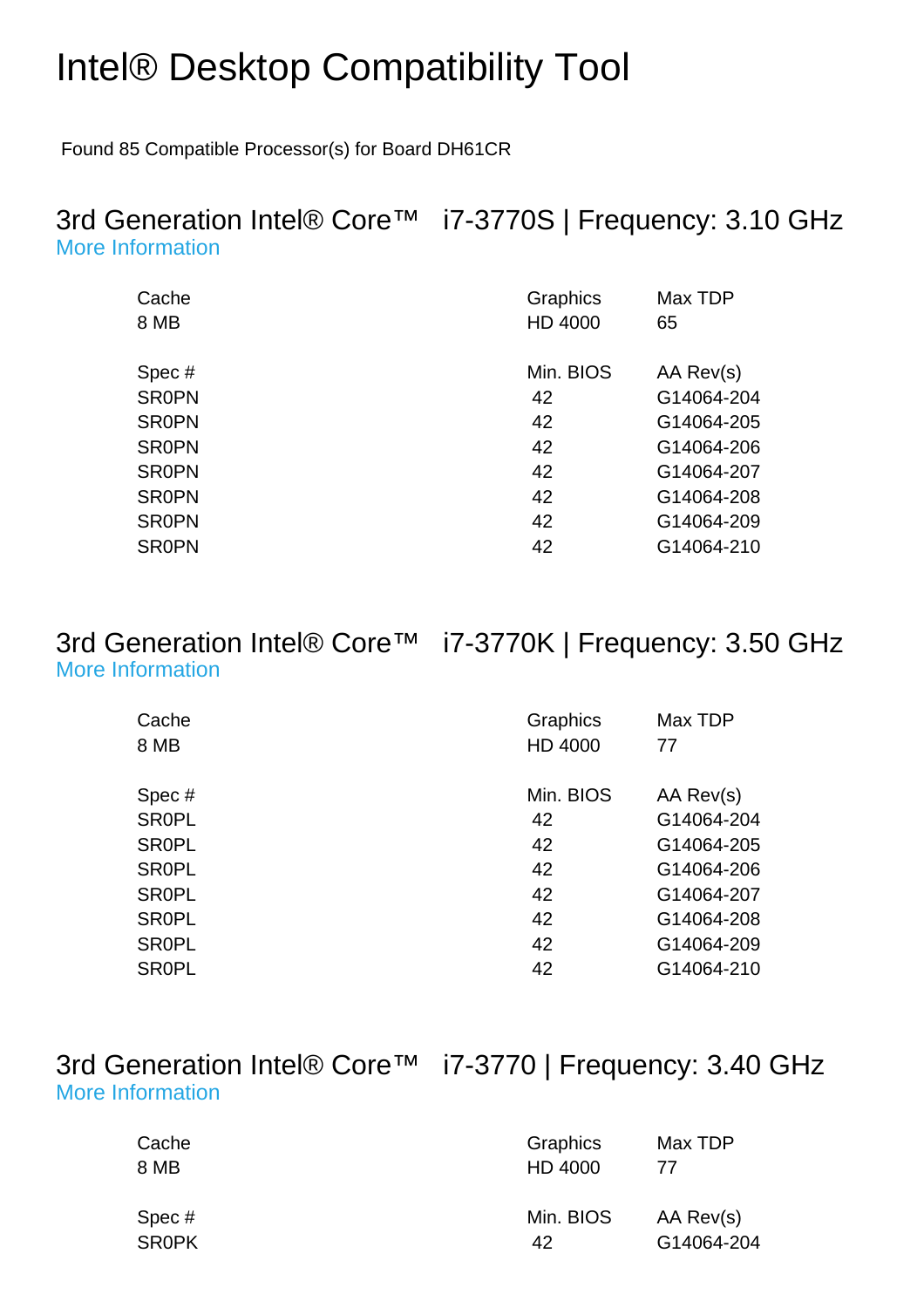# Intel® Desktop Compatibility Tool

Found 85 Compatible Processor(s) for Board DH61CR

## 3rd Generation Intel® Core™ i7-3770S | Frequency: 3.10 GHz

More Information

| Cache | Graphics | Max TDP |
|---|---|---|
| 8 MB | HD 4000 | 65 |

| Spec # | Min. BIOS | AA Rev(s) |
|---|---|---|
| SR0PN | 42 | G14064-204 |
| SR0PN | 42 | G14064-205 |
| SR0PN | 42 | G14064-206 |
| SR0PN | 42 | G14064-207 |
| SR0PN | 42 | G14064-208 |
| SR0PN | 42 | G14064-209 |
| SR0PN | 42 | G14064-210 |

## 3rd Generation Intel® Core™ i7-3770K | Frequency: 3.50 GHz

More Information

| Cache | Graphics | Max TDP |
|---|---|---|
| 8 MB | HD 4000 | 77 |

| Spec # | Min. BIOS | AA Rev(s) |
|---|---|---|
| SR0PL | 42 | G14064-204 |
| SR0PL | 42 | G14064-205 |
| SR0PL | 42 | G14064-206 |
| SR0PL | 42 | G14064-207 |
| SR0PL | 42 | G14064-208 |
| SR0PL | 42 | G14064-209 |
| SR0PL | 42 | G14064-210 |

## 3rd Generation Intel® Core™ i7-3770 | Frequency: 3.40 GHz

More Information

| Cache | Graphics | Max TDP |
|---|---|---|
| 8 MB | HD 4000 | 77 |

| Spec # | Min. BIOS | AA Rev(s) |
|---|---|---|
| SR0PK | 42 | G14064-204 |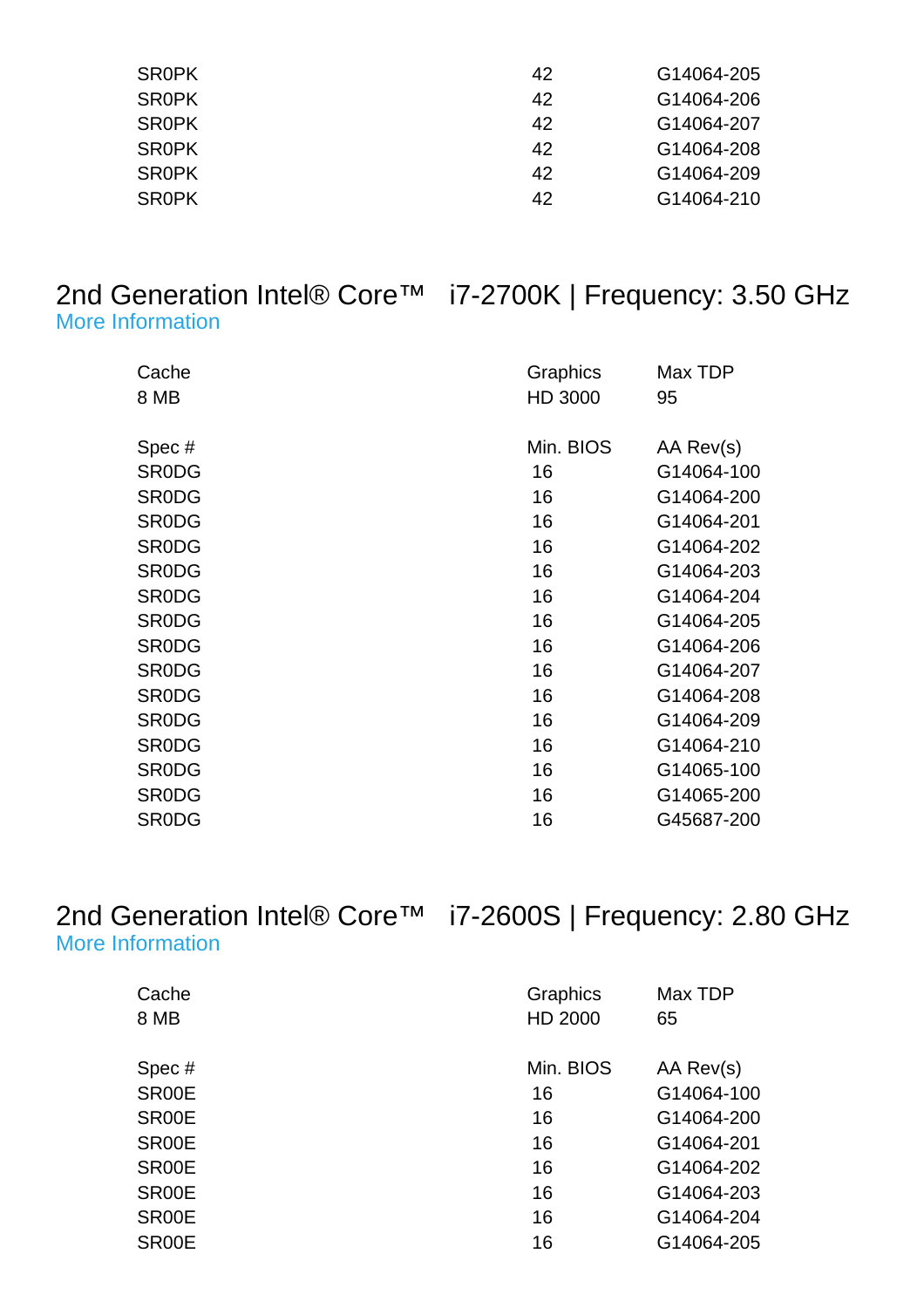| | | |
|---|---|---|
| SR0PK | 42 | G14064-205 |
| SR0PK | 42 | G14064-206 |
| SR0PK | 42 | G14064-207 |
| SR0PK | 42 | G14064-208 |
| SR0PK | 42 | G14064-209 |
| SR0PK | 42 | G14064-210 |

## 2nd Generation Intel® Core™ i7-2700K | Frequency: 3.50 GHz

More Information

| Cache | Graphics | Max TDP |
|---|---|---|
| 8 MB | HD 3000 | 95 |

| Spec # | Min. BIOS | AA Rev(s) |
|---|---|---|
| SR0DG | 16 | G14064-100 |
| SR0DG | 16 | G14064-200 |
| SR0DG | 16 | G14064-201 |
| SR0DG | 16 | G14064-202 |
| SR0DG | 16 | G14064-203 |
| SR0DG | 16 | G14064-204 |
| SR0DG | 16 | G14064-205 |
| SR0DG | 16 | G14064-206 |
| SR0DG | 16 | G14064-207 |
| SR0DG | 16 | G14064-208 |
| SR0DG | 16 | G14064-209 |
| SR0DG | 16 | G14064-210 |
| SR0DG | 16 | G14065-100 |
| SR0DG | 16 | G14065-200 |
| SR0DG | 16 | G45687-200 |

## 2nd Generation Intel® Core™ i7-2600S | Frequency: 2.80 GHz

More Information

| Cache | Graphics | Max TDP |
|---|---|---|
| 8 MB | HD 2000 | 65 |

| Spec # | Min. BIOS | AA Rev(s) |
|---|---|---|
| SR00E | 16 | G14064-100 |
| SR00E | 16 | G14064-200 |
| SR00E | 16 | G14064-201 |
| SR00E | 16 | G14064-202 |
| SR00E | 16 | G14064-203 |
| SR00E | 16 | G14064-204 |
| SR00E | 16 | G14064-205 |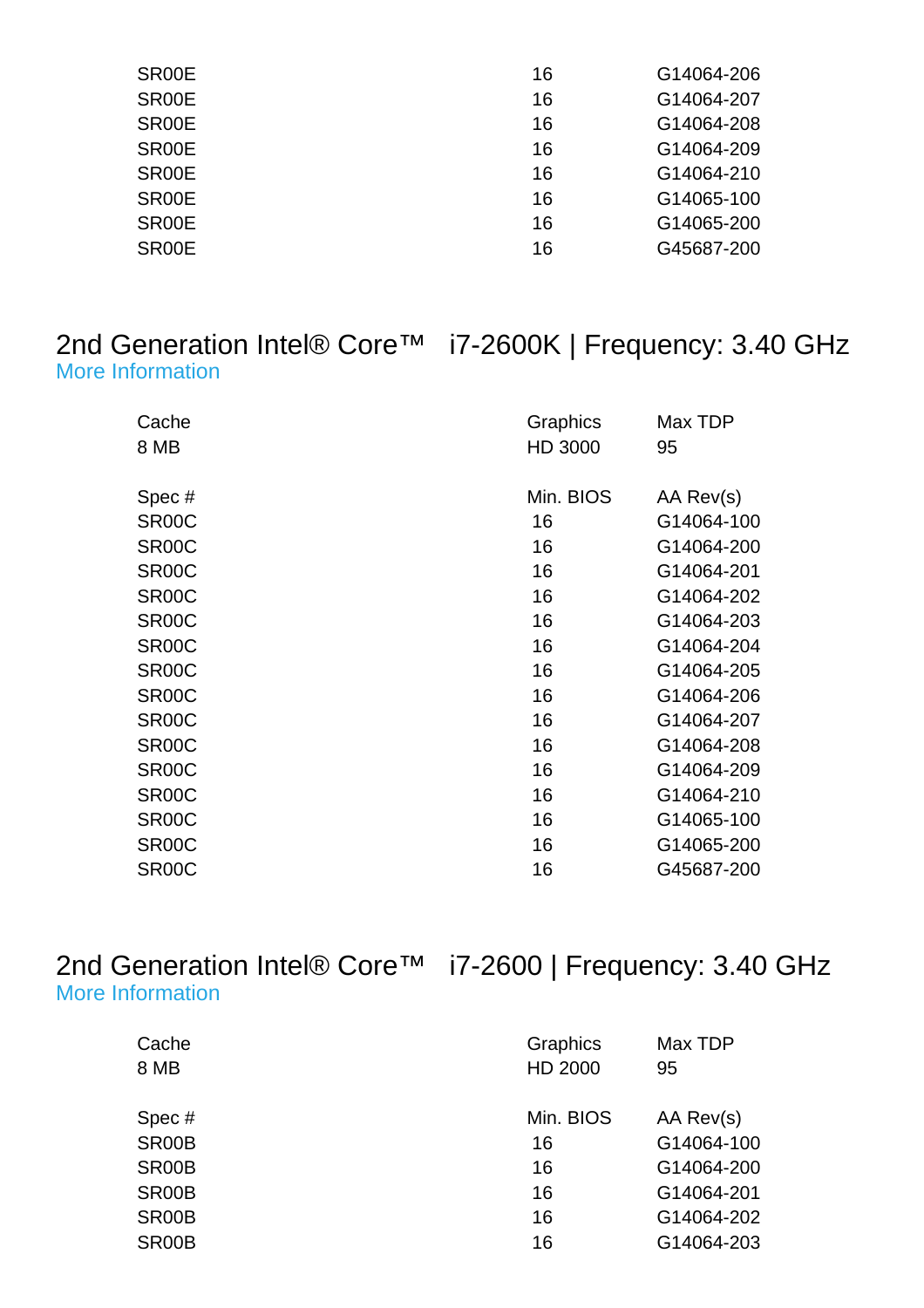| | | |
|---|---|---|
| SR00E | 16 | G14064-206 |
| SR00E | 16 | G14064-207 |
| SR00E | 16 | G14064-208 |
| SR00E | 16 | G14064-209 |
| SR00E | 16 | G14064-210 |
| SR00E | 16 | G14065-100 |
| SR00E | 16 | G14065-200 |
| SR00E | 16 | G45687-200 |

## 2nd Generation Intel® Core™ i7-2600K | Frequency: 3.40 GHz

More Information

| Cache | Graphics | Max TDP |
|---|---|---|
| 8 MB | HD 3000 | 95 |

| Spec # | Min. BIOS | AA Rev(s) |
|---|---|---|
| SR00C | 16 | G14064-100 |
| SR00C | 16 | G14064-200 |
| SR00C | 16 | G14064-201 |
| SR00C | 16 | G14064-202 |
| SR00C | 16 | G14064-203 |
| SR00C | 16 | G14064-204 |
| SR00C | 16 | G14064-205 |
| SR00C | 16 | G14064-206 |
| SR00C | 16 | G14064-207 |
| SR00C | 16 | G14064-208 |
| SR00C | 16 | G14064-209 |
| SR00C | 16 | G14064-210 |
| SR00C | 16 | G14065-100 |
| SR00C | 16 | G14065-200 |
| SR00C | 16 | G45687-200 |

## 2nd Generation Intel® Core™ i7-2600 | Frequency: 3.40 GHz

More Information

| Cache | Graphics | Max TDP |
|---|---|---|
| 8 MB | HD 2000 | 95 |

| Spec # | Min. BIOS | AA Rev(s) |
|---|---|---|
| SR00B | 16 | G14064-100 |
| SR00B | 16 | G14064-200 |
| SR00B | 16 | G14064-201 |
| SR00B | 16 | G14064-202 |
| SR00B | 16 | G14064-203 |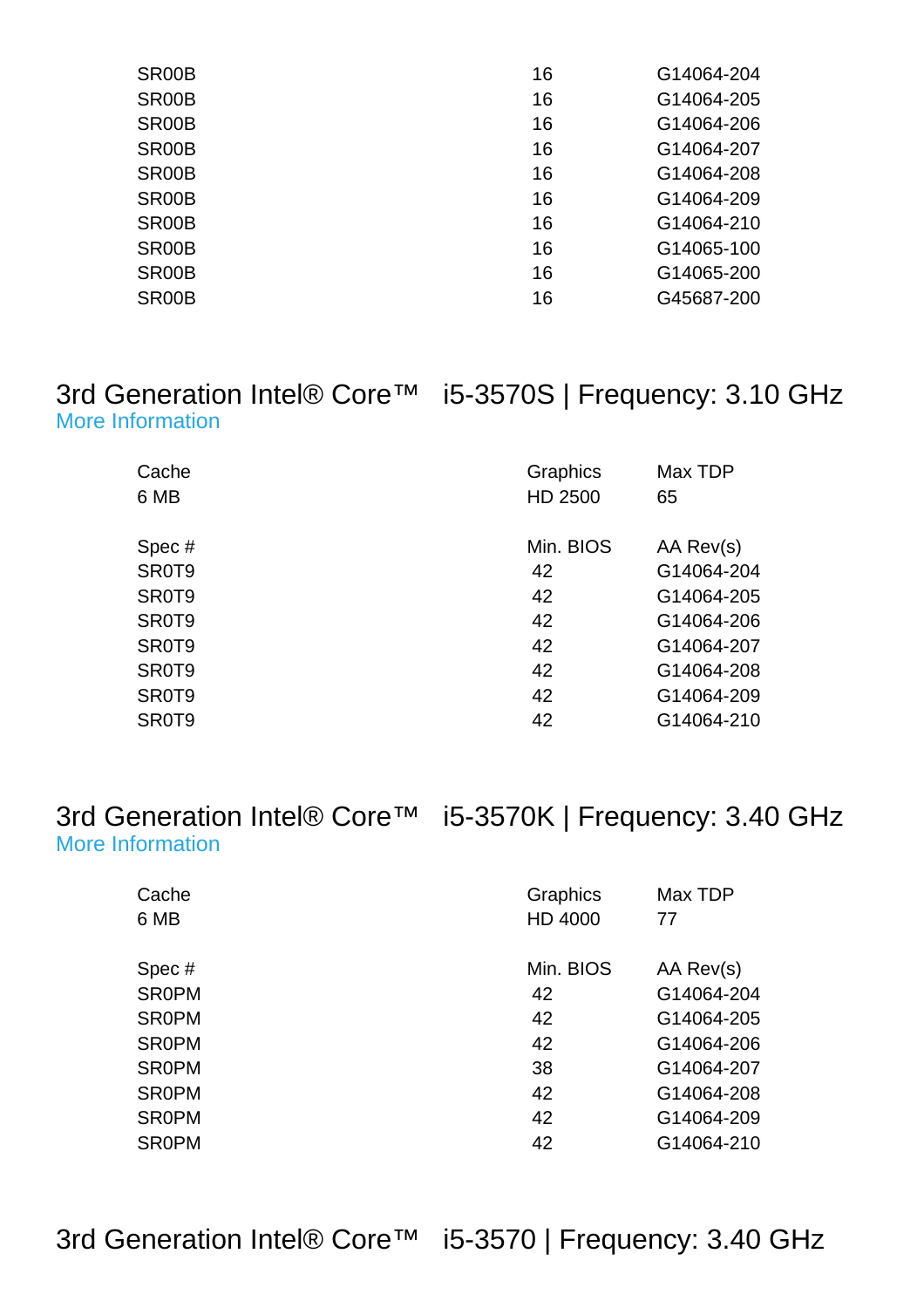| | | |
|---|---|---|
| SR00B | 16 | G14064-204 |
| SR00B | 16 | G14064-205 |
| SR00B | 16 | G14064-206 |
| SR00B | 16 | G14064-207 |
| SR00B | 16 | G14064-208 |
| SR00B | 16 | G14064-209 |
| SR00B | 16 | G14064-210 |
| SR00B | 16 | G14065-100 |
| SR00B | 16 | G14065-200 |
| SR00B | 16 | G45687-200 |

## 3rd Generation Intel® Core™ i5-3570S | Frequency: 3.10 GHz

More Information

| Cache | Graphics | Max TDP |
|---|---|---|
| 6 MB | HD 2500 | 65 |

| Spec # | Min. BIOS | AA Rev(s) |
|---|---|---|
| SR0T9 | 42 | G14064-204 |
| SR0T9 | 42 | G14064-205 |
| SR0T9 | 42 | G14064-206 |
| SR0T9 | 42 | G14064-207 |
| SR0T9 | 42 | G14064-208 |
| SR0T9 | 42 | G14064-209 |
| SR0T9 | 42 | G14064-210 |

## 3rd Generation Intel® Core™ i5-3570K | Frequency: 3.40 GHz

More Information

| Cache | Graphics | Max TDP |
|---|---|---|
| 6 MB | HD 4000 | 77 |

| Spec # | Min. BIOS | AA Rev(s) |
|---|---|---|
| SR0PM | 42 | G14064-204 |
| SR0PM | 42 | G14064-205 |
| SR0PM | 42 | G14064-206 |
| SR0PM | 38 | G14064-207 |
| SR0PM | 42 | G14064-208 |
| SR0PM | 42 | G14064-209 |
| SR0PM | 42 | G14064-210 |

## 3rd Generation Intel® Core™ i5-3570 | Frequency: 3.40 GHz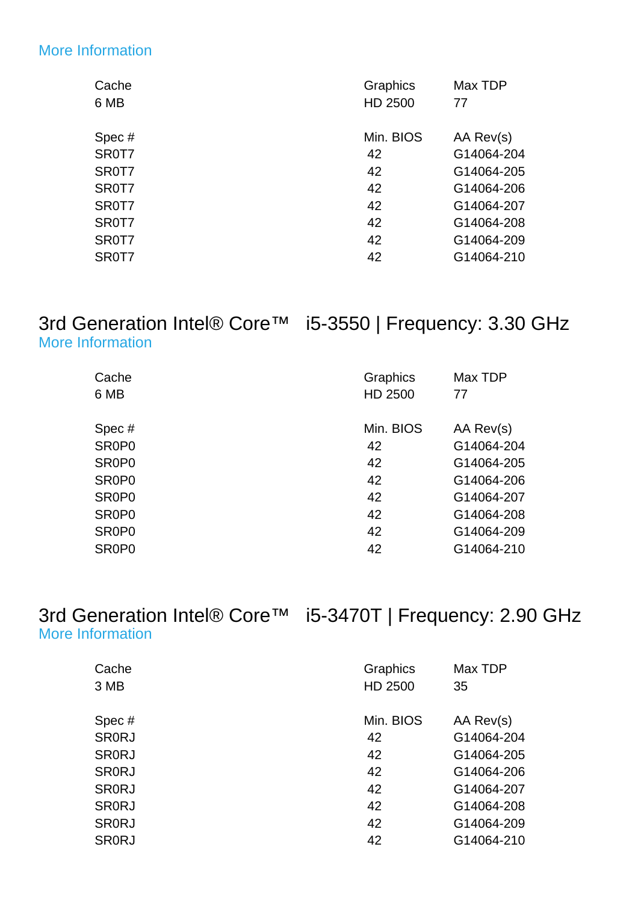More Information

| Cache | Graphics | Max TDP |
|---|---|---|
| 6 MB | HD 2500 | 77 |

| Spec # | Min. BIOS | AA Rev(s) |
|---|---|---|
| SR0T7 | 42 | G14064-204 |
| SR0T7 | 42 | G14064-205 |
| SR0T7 | 42 | G14064-206 |
| SR0T7 | 42 | G14064-207 |
| SR0T7 | 42 | G14064-208 |
| SR0T7 | 42 | G14064-209 |
| SR0T7 | 42 | G14064-210 |

## 3rd Generation Intel® Core™ i5-3550 | Frequency: 3.30 GHz

More Information

| Cache | Graphics | Max TDP |
|---|---|---|
| 6 MB | HD 2500 | 77 |

| Spec # | Min. BIOS | AA Rev(s) |
|---|---|---|
| SR0P0 | 42 | G14064-204 |
| SR0P0 | 42 | G14064-205 |
| SR0P0 | 42 | G14064-206 |
| SR0P0 | 42 | G14064-207 |
| SR0P0 | 42 | G14064-208 |
| SR0P0 | 42 | G14064-209 |
| SR0P0 | 42 | G14064-210 |

## 3rd Generation Intel® Core™ i5-3470T | Frequency: 2.90 GHz

More Information

| Cache | Graphics | Max TDP |
|---|---|---|
| 3 MB | HD 2500 | 35 |

| Spec # | Min. BIOS | AA Rev(s) |
|---|---|---|
| SR0RJ | 42 | G14064-204 |
| SR0RJ | 42 | G14064-205 |
| SR0RJ | 42 | G14064-206 |
| SR0RJ | 42 | G14064-207 |
| SR0RJ | 42 | G14064-208 |
| SR0RJ | 42 | G14064-209 |
| SR0RJ | 42 | G14064-210 |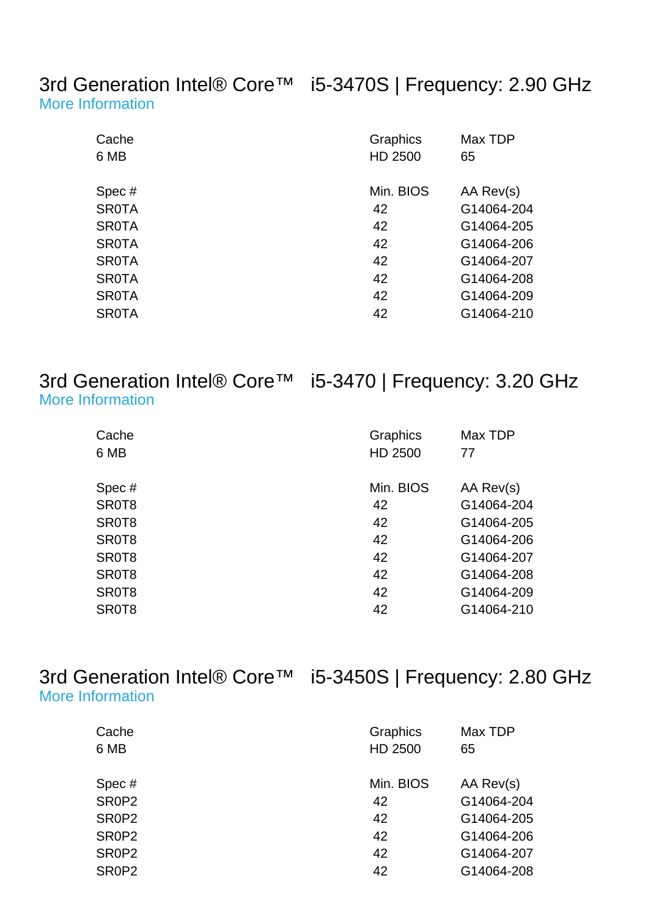## 3rd Generation Intel® Core™ i5-3470S | Frequency: 2.90 GHz

More Information

| Cache | Graphics | Max TDP |
|---|---|---|
| 6 MB | HD 2500 | 65 |

| Spec # | Min. BIOS | AA Rev(s) |
|---|---|---|
| SR0TA | 42 | G14064-204 |
| SR0TA | 42 | G14064-205 |
| SR0TA | 42 | G14064-206 |
| SR0TA | 42 | G14064-207 |
| SR0TA | 42 | G14064-208 |
| SR0TA | 42 | G14064-209 |
| SR0TA | 42 | G14064-210 |

## 3rd Generation Intel® Core™ i5-3470 | Frequency: 3.20 GHz

More Information

| Cache | Graphics | Max TDP |
|---|---|---|
| 6 MB | HD 2500 | 77 |

| Spec # | Min. BIOS | AA Rev(s) |
|---|---|---|
| SR0T8 | 42 | G14064-204 |
| SR0T8 | 42 | G14064-205 |
| SR0T8 | 42 | G14064-206 |
| SR0T8 | 42 | G14064-207 |
| SR0T8 | 42 | G14064-208 |
| SR0T8 | 42 | G14064-209 |
| SR0T8 | 42 | G14064-210 |

## 3rd Generation Intel® Core™ i5-3450S | Frequency: 2.80 GHz

More Information

| Cache | Graphics | Max TDP |
|---|---|---|
| 6 MB | HD 2500 | 65 |

| Spec # | Min. BIOS | AA Rev(s) |
|---|---|---|
| SR0P2 | 42 | G14064-204 |
| SR0P2 | 42 | G14064-205 |
| SR0P2 | 42 | G14064-206 |
| SR0P2 | 42 | G14064-207 |
| SR0P2 | 42 | G14064-208 |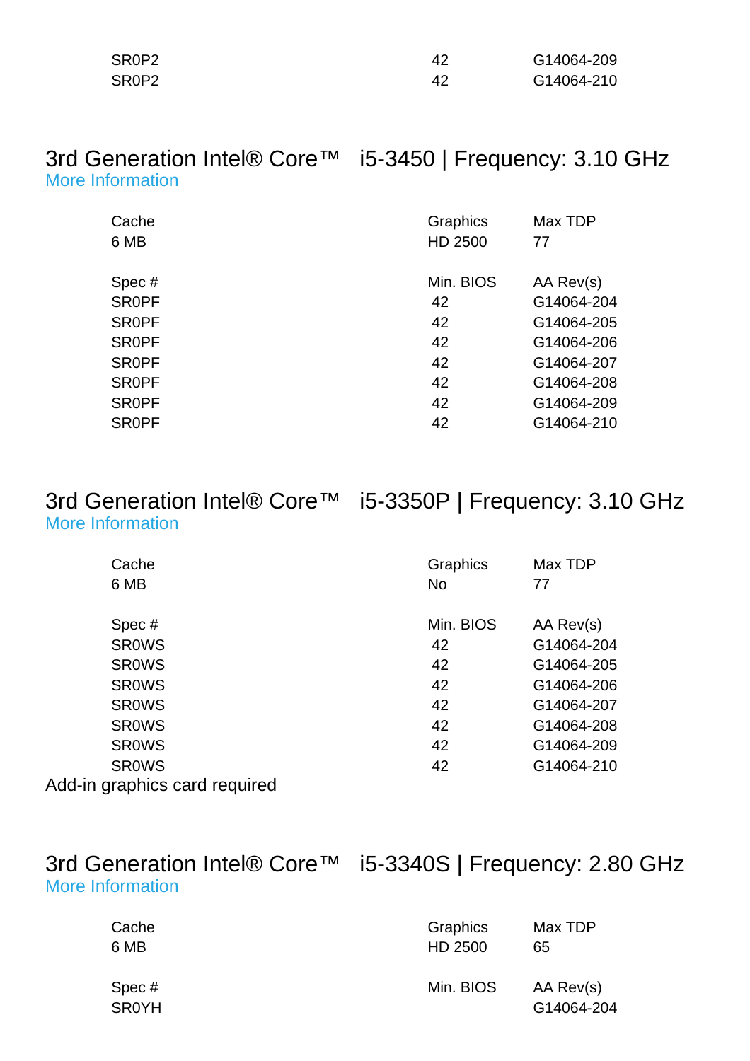| | | |
|---|---|---|
| SR0P2 | 42 | G14064-209 |
| SR0P2 | 42 | G14064-210 |

## 3rd Generation Intel® Core™ i5-3450 | Frequency: 3.10 GHz

More Information

| Cache | Graphics | Max TDP |
|---|---|---|
| 6 MB | HD 2500 | 77 |

| Spec # | Min. BIOS | AA Rev(s) |
|---|---|---|
| SR0PF | 42 | G14064-204 |
| SR0PF | 42 | G14064-205 |
| SR0PF | 42 | G14064-206 |
| SR0PF | 42 | G14064-207 |
| SR0PF | 42 | G14064-208 |
| SR0PF | 42 | G14064-209 |
| SR0PF | 42 | G14064-210 |

## 3rd Generation Intel® Core™ i5-3350P | Frequency: 3.10 GHz

More Information

| Cache | Graphics | Max TDP |
|---|---|---|
| 6 MB | No | 77 |

| Spec # | Min. BIOS | AA Rev(s) |
|---|---|---|
| SR0WS | 42 | G14064-204 |
| SR0WS | 42 | G14064-205 |
| SR0WS | 42 | G14064-206 |
| SR0WS | 42 | G14064-207 |
| SR0WS | 42 | G14064-208 |
| SR0WS | 42 | G14064-209 |
| SR0WS | 42 | G14064-210 |

Add-in graphics card required

## 3rd Generation Intel® Core™ i5-3340S | Frequency: 2.80 GHz

More Information

| Cache | Graphics | Max TDP |
|---|---|---|
| 6 MB | HD 2500 | 65 |

| Spec # | Min. BIOS | AA Rev(s) |
|---|---|---|
| SR0YH | | G14064-204 |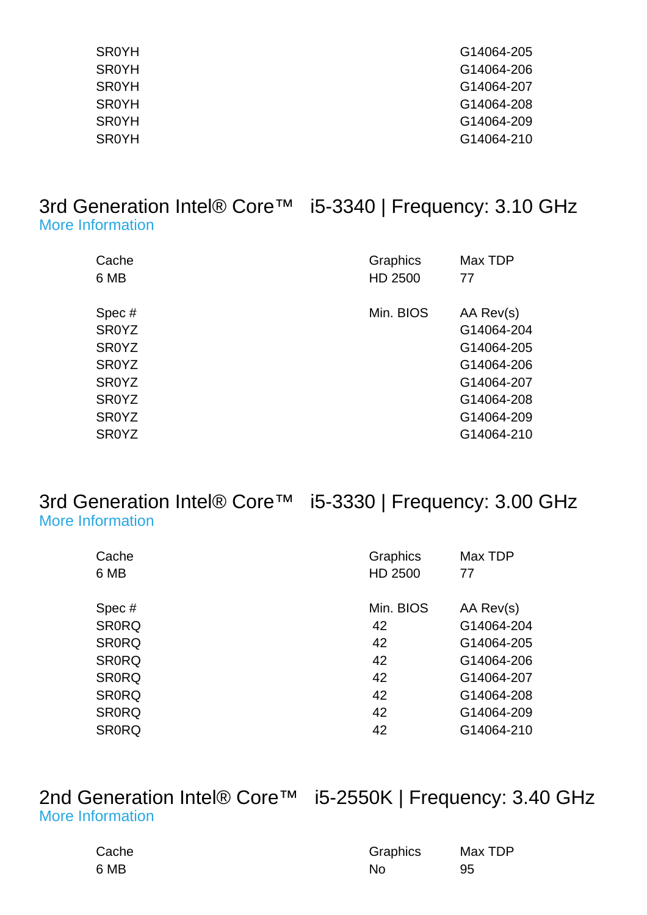| Spec # | Min. BIOS | AA Rev(s) |
|---|---|---|
| SR0YH | | G14064-205 |
| SR0YH | | G14064-206 |
| SR0YH | | G14064-207 |
| SR0YH | | G14064-208 |
| SR0YH | | G14064-209 |
| SR0YH | | G14064-210 |

## 3rd Generation Intel® Core™ i5-3340 | Frequency: 3.10 GHz

More Information

| Cache | Graphics | Max TDP |
|---|---|---|
| 6 MB | HD 2500 | 77 |

| Spec # | Min. BIOS | AA Rev(s) |
|---|---|---|
| SR0YZ | | G14064-204 |
| SR0YZ | | G14064-205 |
| SR0YZ | | G14064-206 |
| SR0YZ | | G14064-207 |
| SR0YZ | | G14064-208 |
| SR0YZ | | G14064-209 |
| SR0YZ | | G14064-210 |

## 3rd Generation Intel® Core™ i5-3330 | Frequency: 3.00 GHz

More Information

| Cache | Graphics | Max TDP |
|---|---|---|
| 6 MB | HD 2500 | 77 |

| Spec # | Min. BIOS | AA Rev(s) |
|---|---|---|
| SR0RQ | 42 | G14064-204 |
| SR0RQ | 42 | G14064-205 |
| SR0RQ | 42 | G14064-206 |
| SR0RQ | 42 | G14064-207 |
| SR0RQ | 42 | G14064-208 |
| SR0RQ | 42 | G14064-209 |
| SR0RQ | 42 | G14064-210 |

## 2nd Generation Intel® Core™ i5-2550K | Frequency: 3.40 GHz

More Information

| Cache | Graphics | Max TDP |
|---|---|---|
| 6 MB | No | 95 |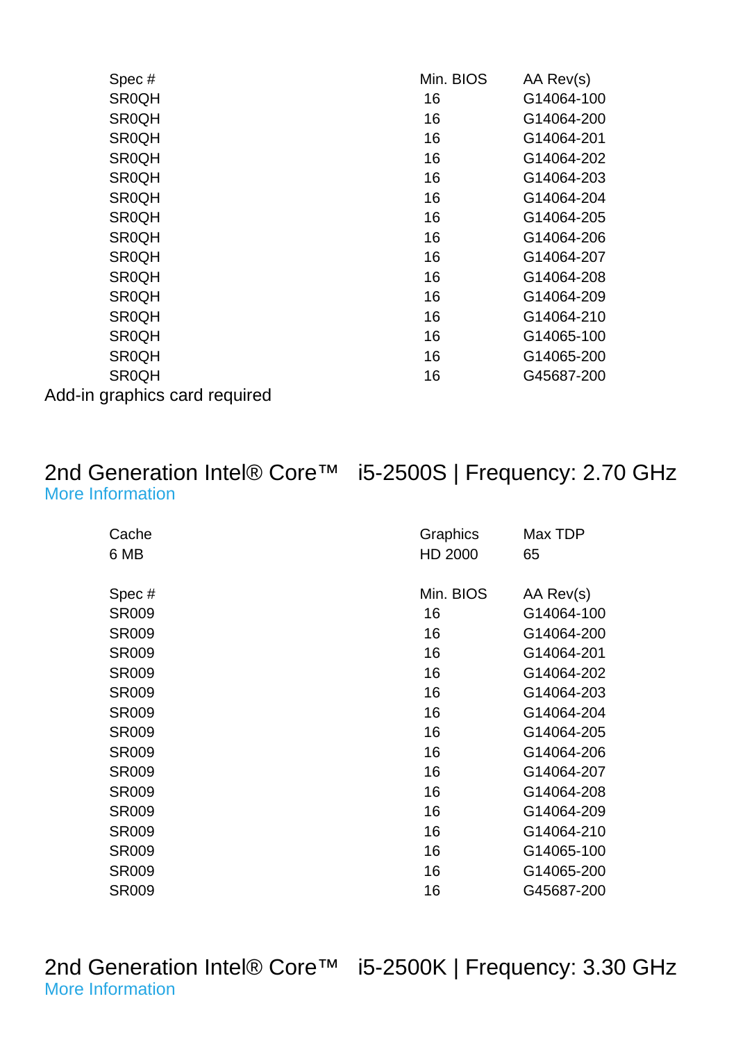| Spec # | Min. BIOS | AA Rev(s) |
|---|---|---|
| SR0QH | 16 | G14064-100 |
| SR0QH | 16 | G14064-200 |
| SR0QH | 16 | G14064-201 |
| SR0QH | 16 | G14064-202 |
| SR0QH | 16 | G14064-203 |
| SR0QH | 16 | G14064-204 |
| SR0QH | 16 | G14064-205 |
| SR0QH | 16 | G14064-206 |
| SR0QH | 16 | G14064-207 |
| SR0QH | 16 | G14064-208 |
| SR0QH | 16 | G14064-209 |
| SR0QH | 16 | G14064-210 |
| SR0QH | 16 | G14065-100 |
| SR0QH | 16 | G14065-200 |
| SR0QH | 16 | G45687-200 |

Add-in graphics card required

## 2nd Generation Intel® Core™ i5-2500S | Frequency: 2.70 GHz

More Information

| Cache | Graphics | Max TDP |
|---|---|---|
| 6 MB | HD 2000 | 65 |

| Spec # | Min. BIOS | AA Rev(s) |
|---|---|---|
| SR009 | 16 | G14064-100 |
| SR009 | 16 | G14064-200 |
| SR009 | 16 | G14064-201 |
| SR009 | 16 | G14064-202 |
| SR009 | 16 | G14064-203 |
| SR009 | 16 | G14064-204 |
| SR009 | 16 | G14064-205 |
| SR009 | 16 | G14064-206 |
| SR009 | 16 | G14064-207 |
| SR009 | 16 | G14064-208 |
| SR009 | 16 | G14064-209 |
| SR009 | 16 | G14064-210 |
| SR009 | 16 | G14065-100 |
| SR009 | 16 | G14065-200 |
| SR009 | 16 | G45687-200 |

## 2nd Generation Intel® Core™ i5-2500K | Frequency: 3.30 GHz

More Information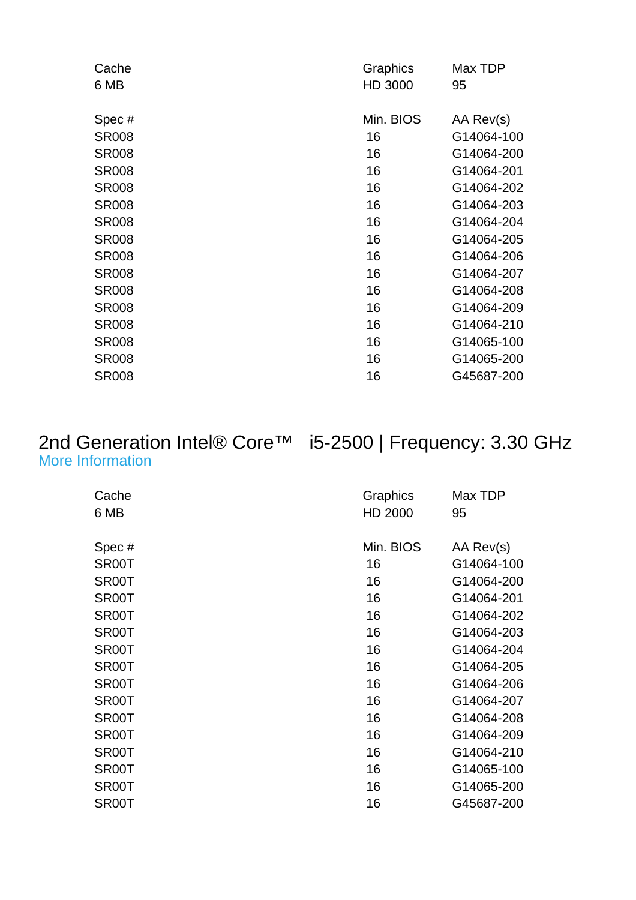| Cache | Graphics | Max TDP |
|---|---|---|
| 6 MB | HD 3000 | 95 |

| Spec # | Min. BIOS | AA Rev(s) |
|---|---|---|
| SR008 | 16 | G14064-100 |
| SR008 | 16 | G14064-200 |
| SR008 | 16 | G14064-201 |
| SR008 | 16 | G14064-202 |
| SR008 | 16 | G14064-203 |
| SR008 | 16 | G14064-204 |
| SR008 | 16 | G14064-205 |
| SR008 | 16 | G14064-206 |
| SR008 | 16 | G14064-207 |
| SR008 | 16 | G14064-208 |
| SR008 | 16 | G14064-209 |
| SR008 | 16 | G14064-210 |
| SR008 | 16 | G14065-100 |
| SR008 | 16 | G14065-200 |
| SR008 | 16 | G45687-200 |

## 2nd Generation Intel® Core™ i5-2500 | Frequency: 3.30 GHz

More Information

| Cache | Graphics | Max TDP |
|---|---|---|
| 6 MB | HD 2000 | 95 |

| Spec # | Min. BIOS | AA Rev(s) |
|---|---|---|
| SR00T | 16 | G14064-100 |
| SR00T | 16 | G14064-200 |
| SR00T | 16 | G14064-201 |
| SR00T | 16 | G14064-202 |
| SR00T | 16 | G14064-203 |
| SR00T | 16 | G14064-204 |
| SR00T | 16 | G14064-205 |
| SR00T | 16 | G14064-206 |
| SR00T | 16 | G14064-207 |
| SR00T | 16 | G14064-208 |
| SR00T | 16 | G14064-209 |
| SR00T | 16 | G14064-210 |
| SR00T | 16 | G14065-100 |
| SR00T | 16 | G14065-200 |
| SR00T | 16 | G45687-200 |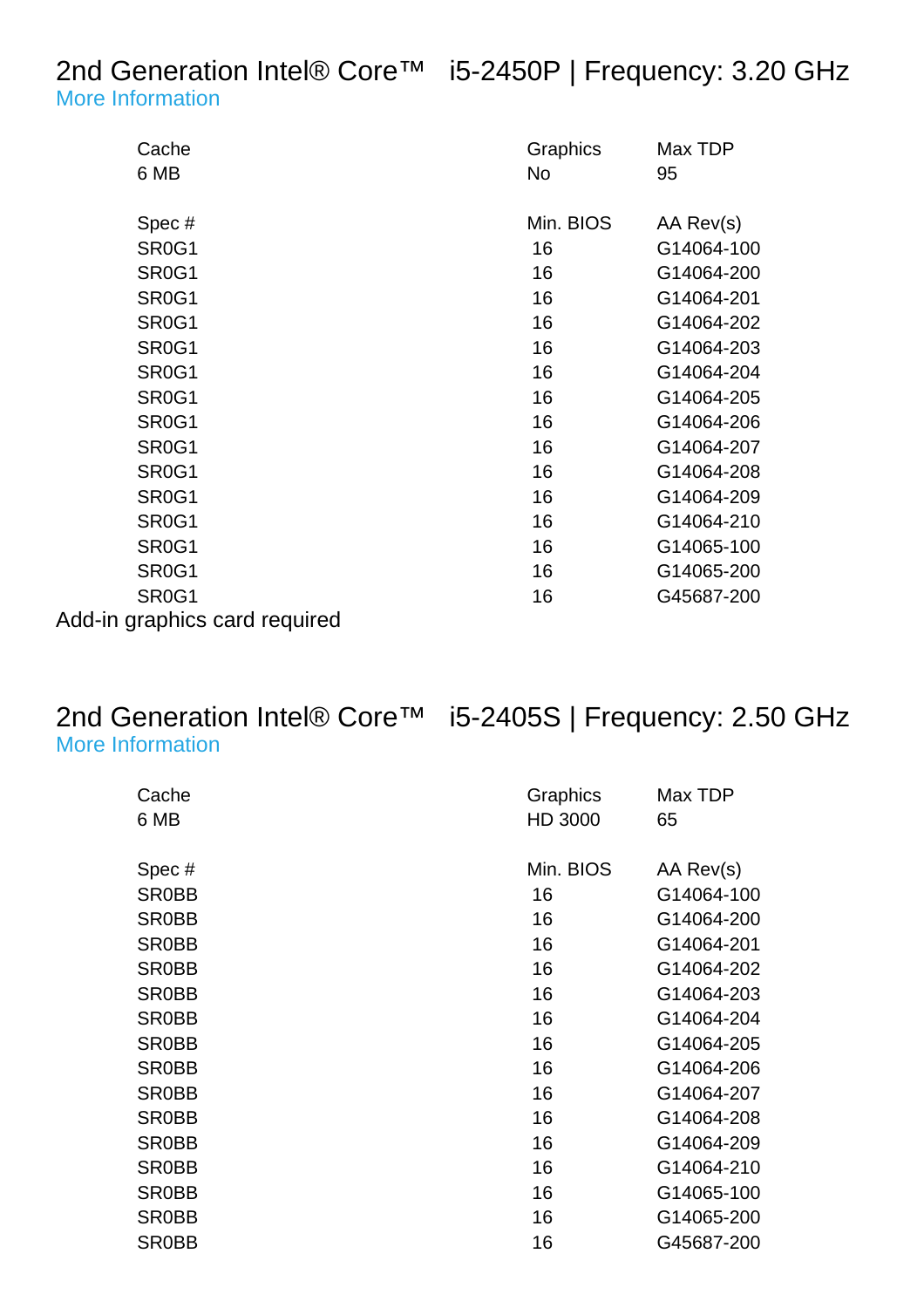## 2nd Generation Intel® Core™ i5-2450P | Frequency: 3.20 GHz

More Information

| Cache | Graphics | Max TDP |
|---|---|---|
| 6 MB | No | 95 |

| Spec # | Min. BIOS | AA Rev(s) |
|---|---|---|
| SR0G1 | 16 | G14064-100 |
| SR0G1 | 16 | G14064-200 |
| SR0G1 | 16 | G14064-201 |
| SR0G1 | 16 | G14064-202 |
| SR0G1 | 16 | G14064-203 |
| SR0G1 | 16 | G14064-204 |
| SR0G1 | 16 | G14064-205 |
| SR0G1 | 16 | G14064-206 |
| SR0G1 | 16 | G14064-207 |
| SR0G1 | 16 | G14064-208 |
| SR0G1 | 16 | G14064-209 |
| SR0G1 | 16 | G14064-210 |
| SR0G1 | 16 | G14065-100 |
| SR0G1 | 16 | G14065-200 |
| SR0G1 | 16 | G45687-200 |

Add-in graphics card required

## 2nd Generation Intel® Core™ i5-2405S | Frequency: 2.50 GHz

More Information

| Cache | Graphics | Max TDP |
|---|---|---|
| 6 MB | HD 3000 | 65 |

| Spec # | Min. BIOS | AA Rev(s) |
|---|---|---|
| SR0BB | 16 | G14064-100 |
| SR0BB | 16 | G14064-200 |
| SR0BB | 16 | G14064-201 |
| SR0BB | 16 | G14064-202 |
| SR0BB | 16 | G14064-203 |
| SR0BB | 16 | G14064-204 |
| SR0BB | 16 | G14064-205 |
| SR0BB | 16 | G14064-206 |
| SR0BB | 16 | G14064-207 |
| SR0BB | 16 | G14064-208 |
| SR0BB | 16 | G14064-209 |
| SR0BB | 16 | G14064-210 |
| SR0BB | 16 | G14065-100 |
| SR0BB | 16 | G14065-200 |
| SR0BB | 16 | G45687-200 |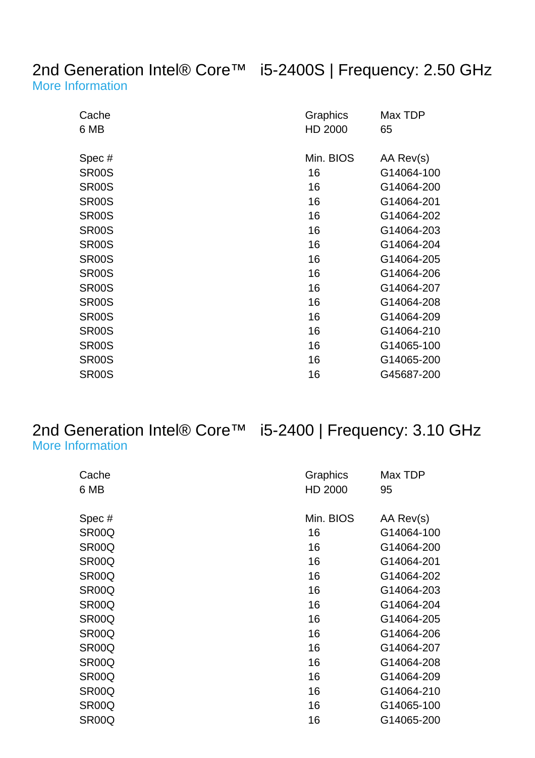## 2nd Generation Intel® Core™ i5-2400S | Frequency: 2.50 GHz

More Information

| Cache | Graphics | Max TDP |
|---|---|---|
| 6 MB | HD 2000 | 65 |

| Spec # | Min. BIOS | AA Rev(s) |
|---|---|---|
| SR00S | 16 | G14064-100 |
| SR00S | 16 | G14064-200 |
| SR00S | 16 | G14064-201 |
| SR00S | 16 | G14064-202 |
| SR00S | 16 | G14064-203 |
| SR00S | 16 | G14064-204 |
| SR00S | 16 | G14064-205 |
| SR00S | 16 | G14064-206 |
| SR00S | 16 | G14064-207 |
| SR00S | 16 | G14064-208 |
| SR00S | 16 | G14064-209 |
| SR00S | 16 | G14064-210 |
| SR00S | 16 | G14065-100 |
| SR00S | 16 | G14065-200 |
| SR00S | 16 | G45687-200 |

## 2nd Generation Intel® Core™ i5-2400 | Frequency: 3.10 GHz

More Information

| Cache | Graphics | Max TDP |
|---|---|---|
| 6 MB | HD 2000 | 95 |

| Spec # | Min. BIOS | AA Rev(s) |
|---|---|---|
| SR00Q | 16 | G14064-100 |
| SR00Q | 16 | G14064-200 |
| SR00Q | 16 | G14064-201 |
| SR00Q | 16 | G14064-202 |
| SR00Q | 16 | G14064-203 |
| SR00Q | 16 | G14064-204 |
| SR00Q | 16 | G14064-205 |
| SR00Q | 16 | G14064-206 |
| SR00Q | 16 | G14064-207 |
| SR00Q | 16 | G14064-208 |
| SR00Q | 16 | G14064-209 |
| SR00Q | 16 | G14064-210 |
| SR00Q | 16 | G14065-100 |
| SR00Q | 16 | G14065-200 |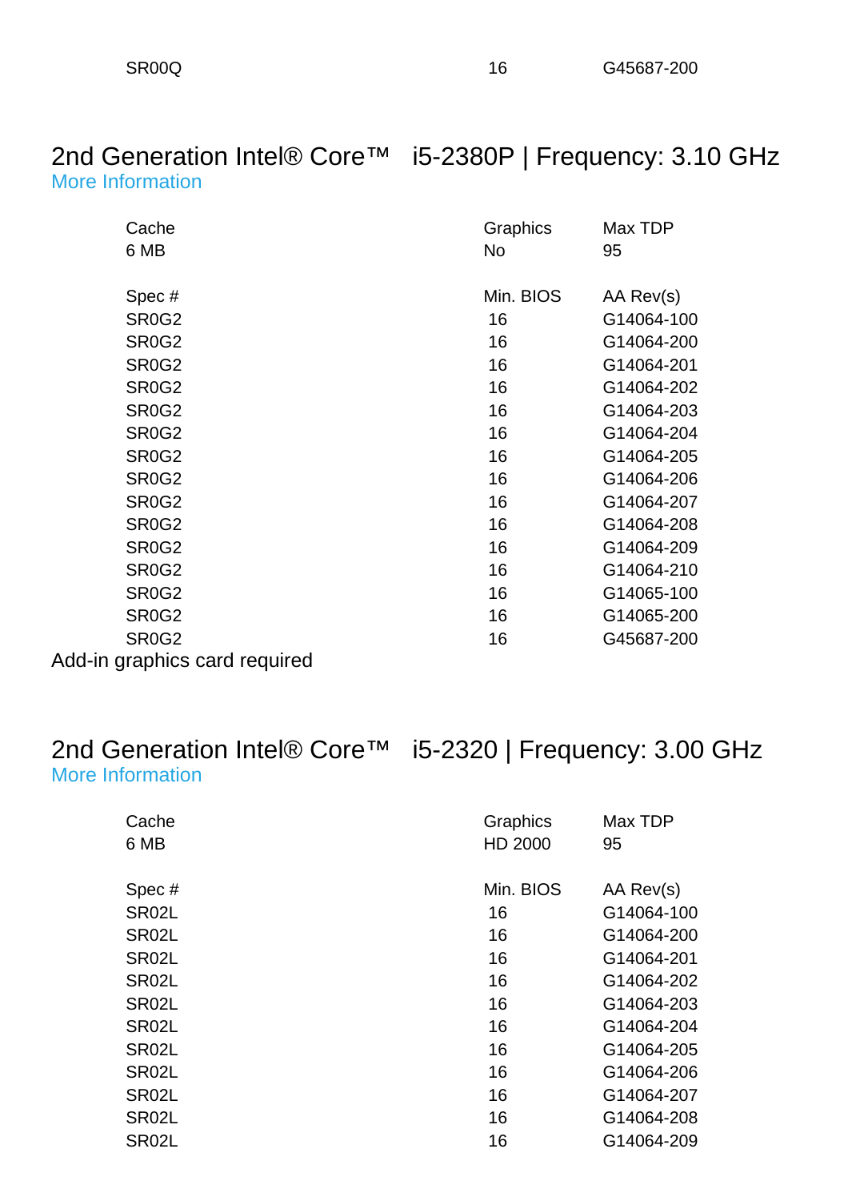| SR00Q | 16 | G45687-200 |
|---|---|---|

## 2nd Generation Intel® Core™ i5-2380P | Frequency: 3.10 GHz

More Information

| Cache | Graphics | Max TDP |
|---|---|---|
| 6 MB | No | 95 |

| Spec # | Min. BIOS | AA Rev(s) |
|---|---|---|
| SR0G2 | 16 | G14064-100 |
| SR0G2 | 16 | G14064-200 |
| SR0G2 | 16 | G14064-201 |
| SR0G2 | 16 | G14064-202 |
| SR0G2 | 16 | G14064-203 |
| SR0G2 | 16 | G14064-204 |
| SR0G2 | 16 | G14064-205 |
| SR0G2 | 16 | G14064-206 |
| SR0G2 | 16 | G14064-207 |
| SR0G2 | 16 | G14064-208 |
| SR0G2 | 16 | G14064-209 |
| SR0G2 | 16 | G14064-210 |
| SR0G2 | 16 | G14065-100 |
| SR0G2 | 16 | G14065-200 |
| SR0G2 | 16 | G45687-200 |

Add-in graphics card required

## 2nd Generation Intel® Core™ i5-2320 | Frequency: 3.00 GHz

More Information

| Cache | Graphics | Max TDP |
|---|---|---|
| 6 MB | HD 2000 | 95 |

| Spec # | Min. BIOS | AA Rev(s) |
|---|---|---|
| SR02L | 16 | G14064-100 |
| SR02L | 16 | G14064-200 |
| SR02L | 16 | G14064-201 |
| SR02L | 16 | G14064-202 |
| SR02L | 16 | G14064-203 |
| SR02L | 16 | G14064-204 |
| SR02L | 16 | G14064-205 |
| SR02L | 16 | G14064-206 |
| SR02L | 16 | G14064-207 |
| SR02L | 16 | G14064-208 |
| SR02L | 16 | G14064-209 |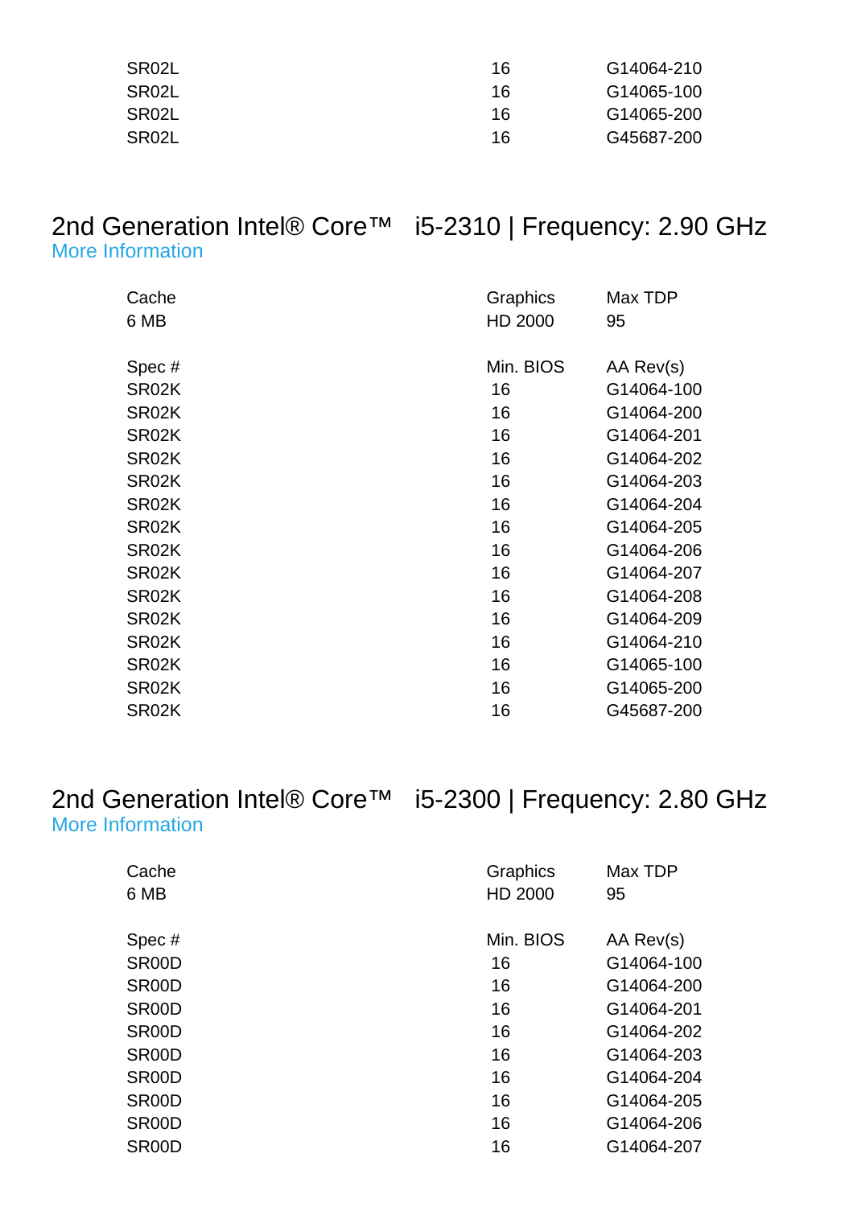| | | |
|---|---|---|
| SR02L | 16 | G14064-210 |
| SR02L | 16 | G14065-100 |
| SR02L | 16 | G14065-200 |
| SR02L | 16 | G45687-200 |

## 2nd Generation Intel® Core™ i5-2310 | Frequency: 2.90 GHz

More Information

| Cache | Graphics | Max TDP |
|---|---|---|
| 6 MB | HD 2000 | 95 |

| Spec # | Min. BIOS | AA Rev(s) |
|---|---|---|
| SR02K | 16 | G14064-100 |
| SR02K | 16 | G14064-200 |
| SR02K | 16 | G14064-201 |
| SR02K | 16 | G14064-202 |
| SR02K | 16 | G14064-203 |
| SR02K | 16 | G14064-204 |
| SR02K | 16 | G14064-205 |
| SR02K | 16 | G14064-206 |
| SR02K | 16 | G14064-207 |
| SR02K | 16 | G14064-208 |
| SR02K | 16 | G14064-209 |
| SR02K | 16 | G14064-210 |
| SR02K | 16 | G14065-100 |
| SR02K | 16 | G14065-200 |
| SR02K | 16 | G45687-200 |

## 2nd Generation Intel® Core™ i5-2300 | Frequency: 2.80 GHz

More Information

| Cache | Graphics | Max TDP |
|---|---|---|
| 6 MB | HD 2000 | 95 |

| Spec # | Min. BIOS | AA Rev(s) |
|---|---|---|
| SR00D | 16 | G14064-100 |
| SR00D | 16 | G14064-200 |
| SR00D | 16 | G14064-201 |
| SR00D | 16 | G14064-202 |
| SR00D | 16 | G14064-203 |
| SR00D | 16 | G14064-204 |
| SR00D | 16 | G14064-205 |
| SR00D | 16 | G14064-206 |
| SR00D | 16 | G14064-207 |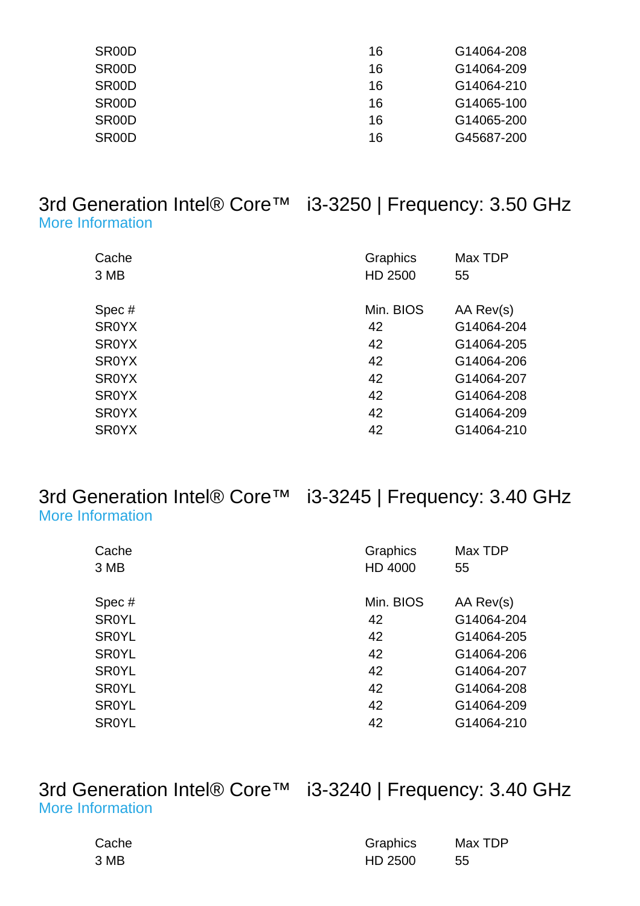| | | |
|---|---|---|
| SR00D | 16 | G14064-208 |
| SR00D | 16 | G14064-209 |
| SR00D | 16 | G14064-210 |
| SR00D | 16 | G14065-100 |
| SR00D | 16 | G14065-200 |
| SR00D | 16 | G45687-200 |

## 3rd Generation Intel® Core™ i3-3250 | Frequency: 3.50 GHz

More Information

| Cache | Graphics | Max TDP |
|---|---|---|
| 3 MB | HD 2500 | 55 |

| Spec # | Min. BIOS | AA Rev(s) |
|---|---|---|
| SR0YX | 42 | G14064-204 |
| SR0YX | 42 | G14064-205 |
| SR0YX | 42 | G14064-206 |
| SR0YX | 42 | G14064-207 |
| SR0YX | 42 | G14064-208 |
| SR0YX | 42 | G14064-209 |
| SR0YX | 42 | G14064-210 |

## 3rd Generation Intel® Core™ i3-3245 | Frequency: 3.40 GHz

More Information

| Cache | Graphics | Max TDP |
|---|---|---|
| 3 MB | HD 4000 | 55 |

| Spec # | Min. BIOS | AA Rev(s) |
|---|---|---|
| SR0YL | 42 | G14064-204 |
| SR0YL | 42 | G14064-205 |
| SR0YL | 42 | G14064-206 |
| SR0YL | 42 | G14064-207 |
| SR0YL | 42 | G14064-208 |
| SR0YL | 42 | G14064-209 |
| SR0YL | 42 | G14064-210 |

## 3rd Generation Intel® Core™ i3-3240 | Frequency: 3.40 GHz

More Information

| Cache | Graphics | Max TDP |
|---|---|---|
| 3 MB | HD 2500 | 55 |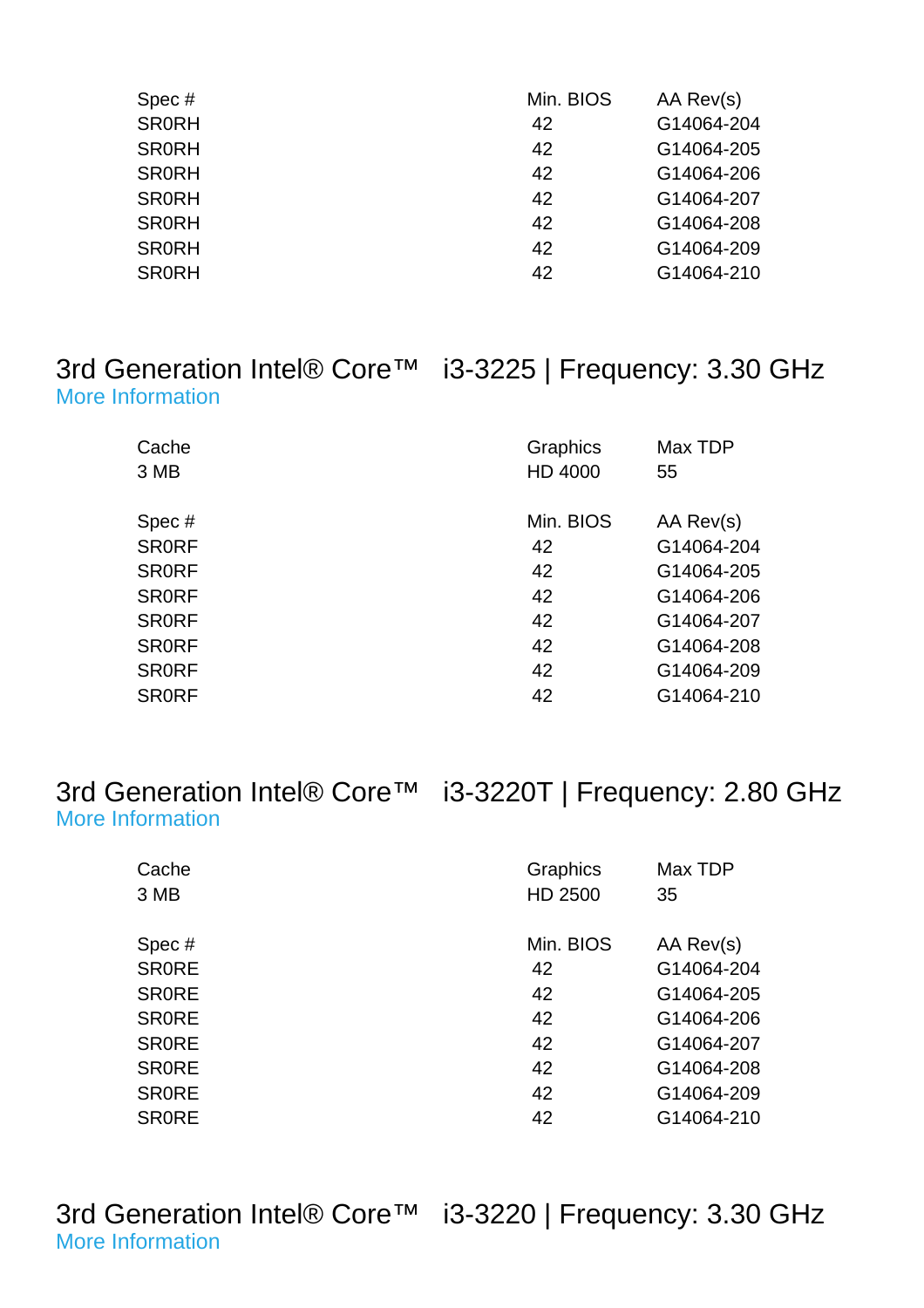| Spec # | Min. BIOS | AA Rev(s) |
|---|---|---|
| SR0RH | 42 | G14064-204 |
| SR0RH | 42 | G14064-205 |
| SR0RH | 42 | G14064-206 |
| SR0RH | 42 | G14064-207 |
| SR0RH | 42 | G14064-208 |
| SR0RH | 42 | G14064-209 |
| SR0RH | 42 | G14064-210 |

## 3rd Generation Intel® Core™ i3-3225 | Frequency: 3.30 GHz

More Information

| Cache | Graphics | Max TDP |
|---|---|---|
| 3 MB | HD 4000 | 55 |

| Spec # | Min. BIOS | AA Rev(s) |
|---|---|---|
| SR0RF | 42 | G14064-204 |
| SR0RF | 42 | G14064-205 |
| SR0RF | 42 | G14064-206 |
| SR0RF | 42 | G14064-207 |
| SR0RF | 42 | G14064-208 |
| SR0RF | 42 | G14064-209 |
| SR0RF | 42 | G14064-210 |

## 3rd Generation Intel® Core™ i3-3220T | Frequency: 2.80 GHz

More Information

| Cache | Graphics | Max TDP |
|---|---|---|
| 3 MB | HD 2500 | 35 |

| Spec # | Min. BIOS | AA Rev(s) |
|---|---|---|
| SR0RE | 42 | G14064-204 |
| SR0RE | 42 | G14064-205 |
| SR0RE | 42 | G14064-206 |
| SR0RE | 42 | G14064-207 |
| SR0RE | 42 | G14064-208 |
| SR0RE | 42 | G14064-209 |
| SR0RE | 42 | G14064-210 |

## 3rd Generation Intel® Core™ i3-3220 | Frequency: 3.30 GHz

More Information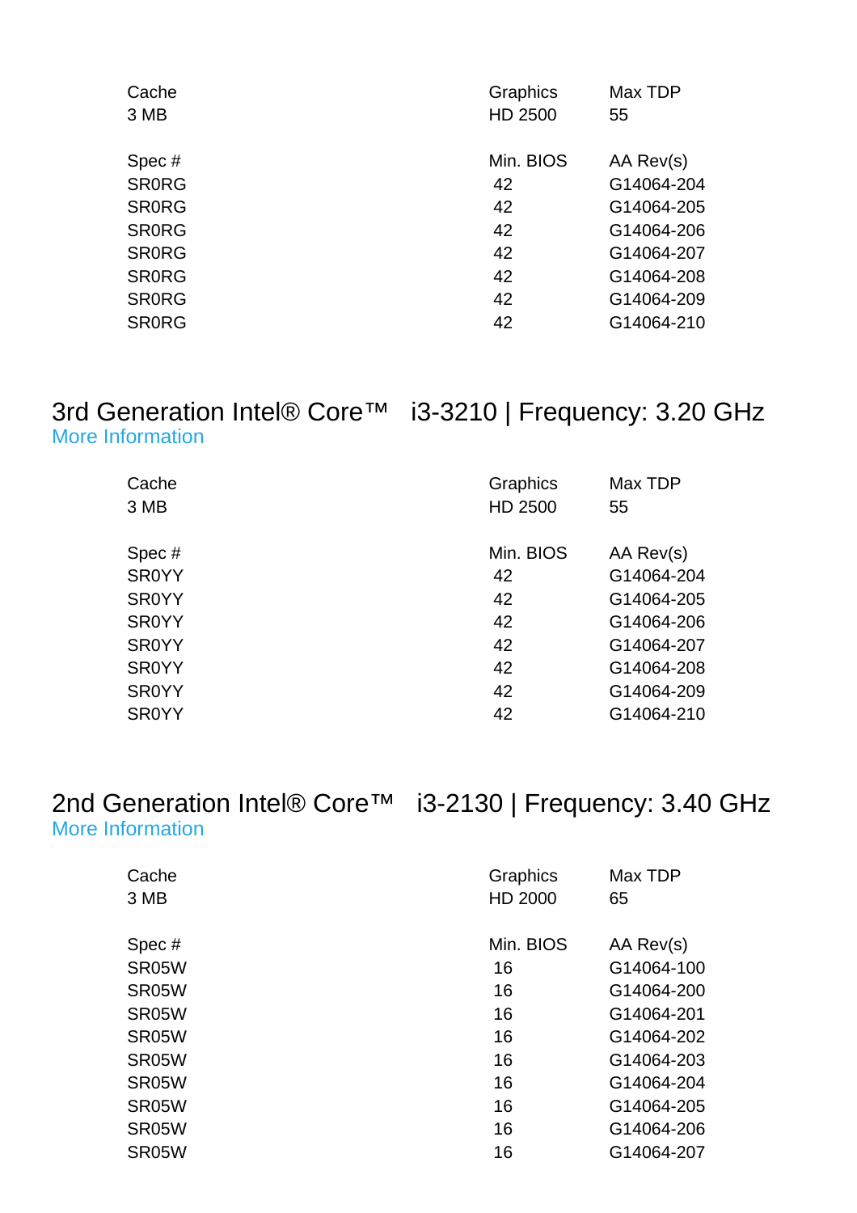| Cache | Graphics | Max TDP |
|---|---|---|
| 3 MB | HD 2500 | 55 |

| Spec # | Min. BIOS | AA Rev(s) |
|---|---|---|
| SR0RG | 42 | G14064-204 |
| SR0RG | 42 | G14064-205 |
| SR0RG | 42 | G14064-206 |
| SR0RG | 42 | G14064-207 |
| SR0RG | 42 | G14064-208 |
| SR0RG | 42 | G14064-209 |
| SR0RG | 42 | G14064-210 |

## 3rd Generation Intel® Core™ i3-3210 | Frequency: 3.20 GHz

More Information

| Cache | Graphics | Max TDP |
|---|---|---|
| 3 MB | HD 2500 | 55 |

| Spec # | Min. BIOS | AA Rev(s) |
|---|---|---|
| SR0YY | 42 | G14064-204 |
| SR0YY | 42 | G14064-205 |
| SR0YY | 42 | G14064-206 |
| SR0YY | 42 | G14064-207 |
| SR0YY | 42 | G14064-208 |
| SR0YY | 42 | G14064-209 |
| SR0YY | 42 | G14064-210 |

## 2nd Generation Intel® Core™ i3-2130 | Frequency: 3.40 GHz

More Information

| Cache | Graphics | Max TDP |
|---|---|---|
| 3 MB | HD 2000 | 65 |

| Spec # | Min. BIOS | AA Rev(s) |
|---|---|---|
| SR05W | 16 | G14064-100 |
| SR05W | 16 | G14064-200 |
| SR05W | 16 | G14064-201 |
| SR05W | 16 | G14064-202 |
| SR05W | 16 | G14064-203 |
| SR05W | 16 | G14064-204 |
| SR05W | 16 | G14064-205 |
| SR05W | 16 | G14064-206 |
| SR05W | 16 | G14064-207 |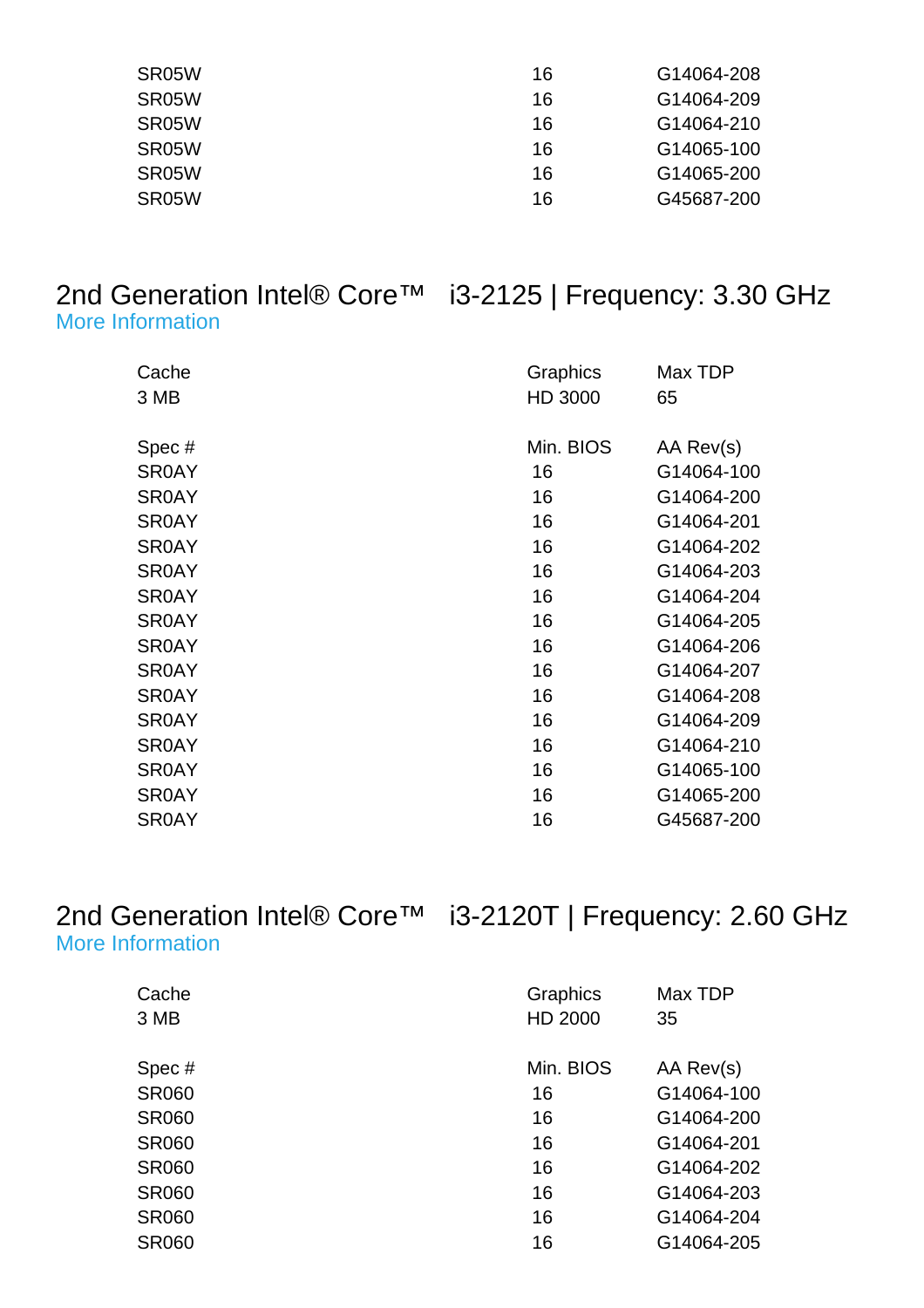| | | |
|---|---|---|
| SR05W | 16 | G14064-208 |
| SR05W | 16 | G14064-209 |
| SR05W | 16 | G14064-210 |
| SR05W | 16 | G14065-100 |
| SR05W | 16 | G14065-200 |
| SR05W | 16 | G45687-200 |

## 2nd Generation Intel® Core™ i3-2125 | Frequency: 3.30 GHz

More Information

| Cache | Graphics | Max TDP |
|---|---|---|
| 3 MB | HD 3000 | 65 |

| Spec # | Min. BIOS | AA Rev(s) |
|---|---|---|
| SR0AY | 16 | G14064-100 |
| SR0AY | 16 | G14064-200 |
| SR0AY | 16 | G14064-201 |
| SR0AY | 16 | G14064-202 |
| SR0AY | 16 | G14064-203 |
| SR0AY | 16 | G14064-204 |
| SR0AY | 16 | G14064-205 |
| SR0AY | 16 | G14064-206 |
| SR0AY | 16 | G14064-207 |
| SR0AY | 16 | G14064-208 |
| SR0AY | 16 | G14064-209 |
| SR0AY | 16 | G14064-210 |
| SR0AY | 16 | G14065-100 |
| SR0AY | 16 | G14065-200 |
| SR0AY | 16 | G45687-200 |

## 2nd Generation Intel® Core™ i3-2120T | Frequency: 2.60 GHz

More Information

| Cache | Graphics | Max TDP |
|---|---|---|
| 3 MB | HD 2000 | 35 |

| Spec # | Min. BIOS | AA Rev(s) |
|---|---|---|
| SR060 | 16 | G14064-100 |
| SR060 | 16 | G14064-200 |
| SR060 | 16 | G14064-201 |
| SR060 | 16 | G14064-202 |
| SR060 | 16 | G14064-203 |
| SR060 | 16 | G14064-204 |
| SR060 | 16 | G14064-205 |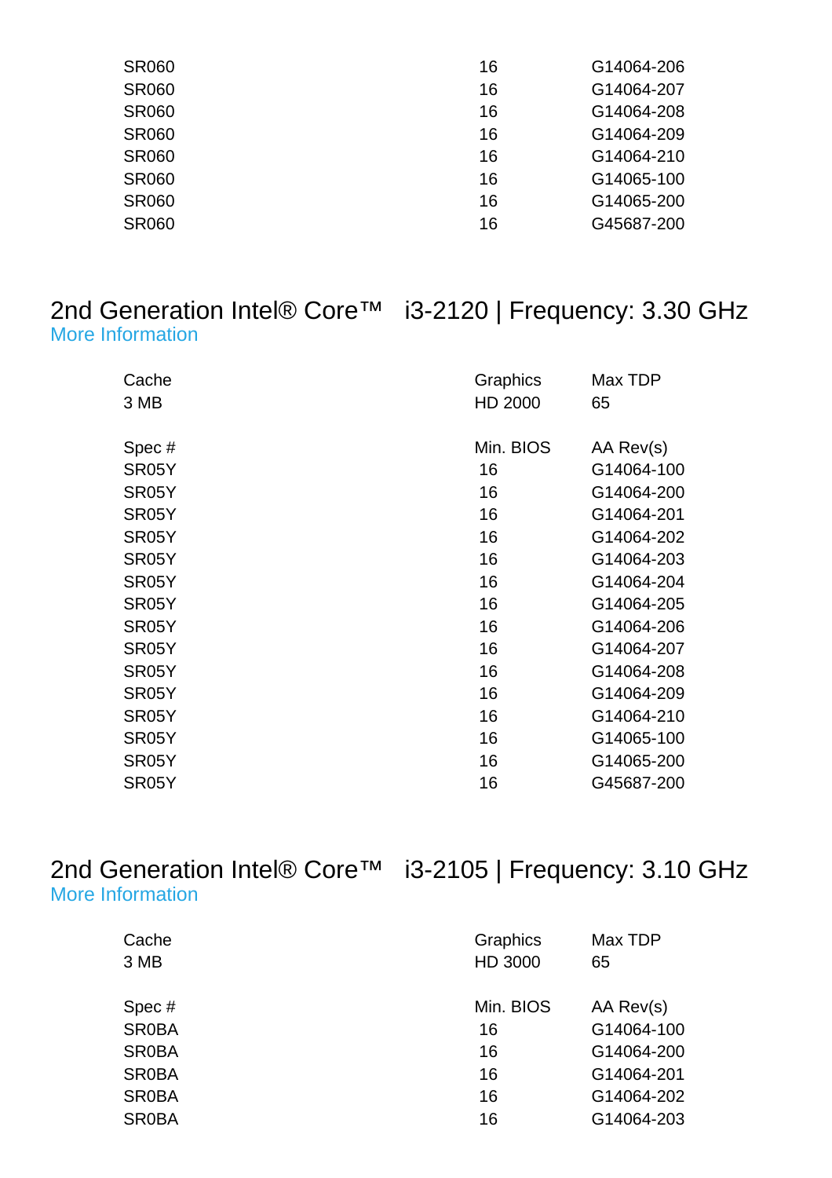| | | |
|---|---|---|
| SR060 | 16 | G14064-206 |
| SR060 | 16 | G14064-207 |
| SR060 | 16 | G14064-208 |
| SR060 | 16 | G14064-209 |
| SR060 | 16 | G14064-210 |
| SR060 | 16 | G14065-100 |
| SR060 | 16 | G14065-200 |
| SR060 | 16 | G45687-200 |

## 2nd Generation Intel® Core™ i3-2120 | Frequency: 3.30 GHz

More Information

| Cache | Graphics | Max TDP |
|---|---|---|
| 3 MB | HD 2000 | 65 |

| Spec # | Min. BIOS | AA Rev(s) |
|---|---|---|
| SR05Y | 16 | G14064-100 |
| SR05Y | 16 | G14064-200 |
| SR05Y | 16 | G14064-201 |
| SR05Y | 16 | G14064-202 |
| SR05Y | 16 | G14064-203 |
| SR05Y | 16 | G14064-204 |
| SR05Y | 16 | G14064-205 |
| SR05Y | 16 | G14064-206 |
| SR05Y | 16 | G14064-207 |
| SR05Y | 16 | G14064-208 |
| SR05Y | 16 | G14064-209 |
| SR05Y | 16 | G14064-210 |
| SR05Y | 16 | G14065-100 |
| SR05Y | 16 | G14065-200 |
| SR05Y | 16 | G45687-200 |

## 2nd Generation Intel® Core™ i3-2105 | Frequency: 3.10 GHz

More Information

| Cache | Graphics | Max TDP |
|---|---|---|
| 3 MB | HD 3000 | 65 |

| Spec # | Min. BIOS | AA Rev(s) |
|---|---|---|
| SR0BA | 16 | G14064-100 |
| SR0BA | 16 | G14064-200 |
| SR0BA | 16 | G14064-201 |
| SR0BA | 16 | G14064-202 |
| SR0BA | 16 | G14064-203 |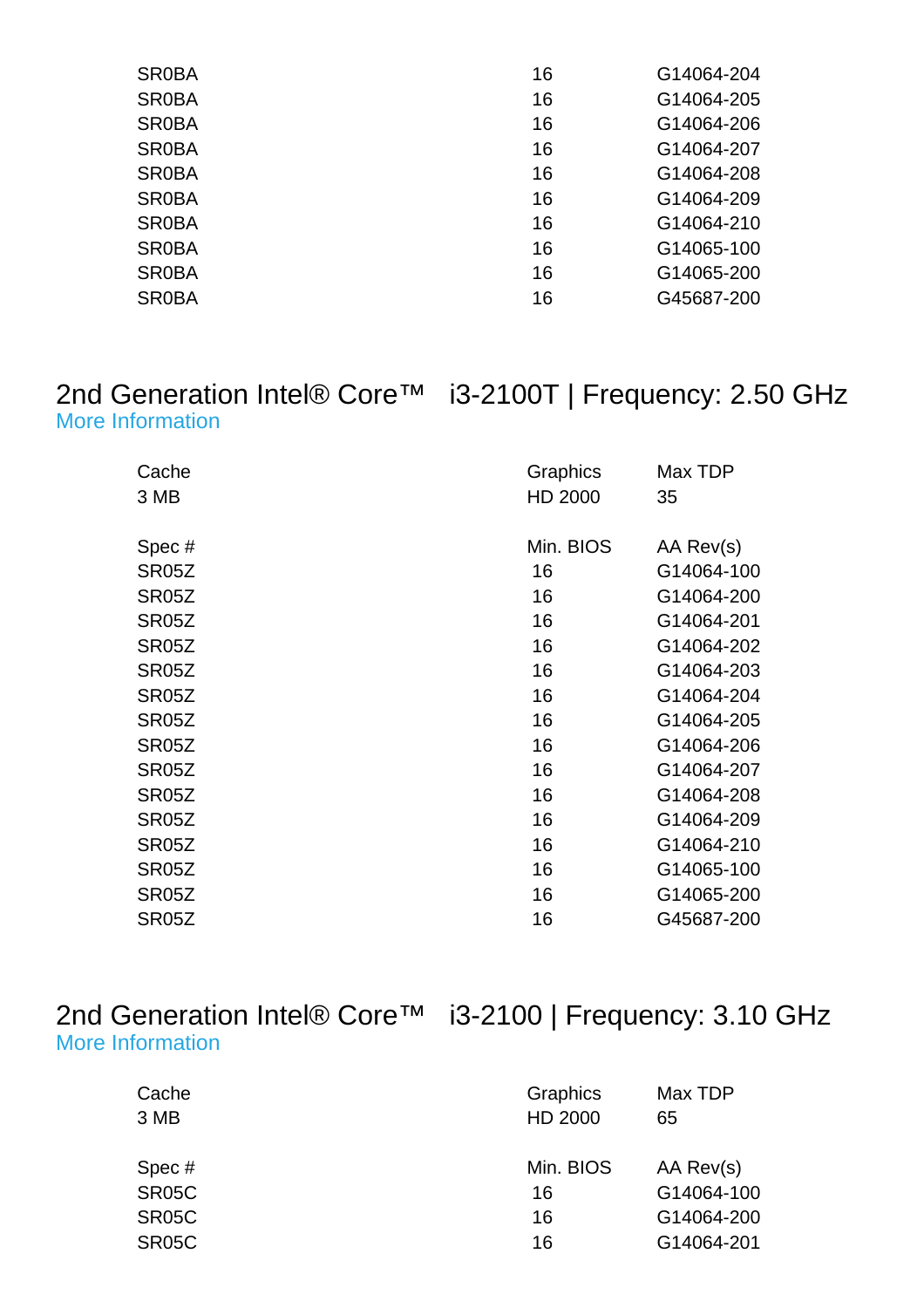| | | |
|---|---|---|
| SR0BA | 16 | G14064-204 |
| SR0BA | 16 | G14064-205 |
| SR0BA | 16 | G14064-206 |
| SR0BA | 16 | G14064-207 |
| SR0BA | 16 | G14064-208 |
| SR0BA | 16 | G14064-209 |
| SR0BA | 16 | G14064-210 |
| SR0BA | 16 | G14065-100 |
| SR0BA | 16 | G14065-200 |
| SR0BA | 16 | G45687-200 |

## 2nd Generation Intel® Core™ i3-2100T | Frequency: 2.50 GHz

More Information

| Cache | Graphics | Max TDP |
|---|---|---|
| 3 MB | HD 2000 | 35 |

| Spec # | Min. BIOS | AA Rev(s) |
|---|---|---|
| SR05Z | 16 | G14064-100 |
| SR05Z | 16 | G14064-200 |
| SR05Z | 16 | G14064-201 |
| SR05Z | 16 | G14064-202 |
| SR05Z | 16 | G14064-203 |
| SR05Z | 16 | G14064-204 |
| SR05Z | 16 | G14064-205 |
| SR05Z | 16 | G14064-206 |
| SR05Z | 16 | G14064-207 |
| SR05Z | 16 | G14064-208 |
| SR05Z | 16 | G14064-209 |
| SR05Z | 16 | G14064-210 |
| SR05Z | 16 | G14065-100 |
| SR05Z | 16 | G14065-200 |
| SR05Z | 16 | G45687-200 |

## 2nd Generation Intel® Core™ i3-2100 | Frequency: 3.10 GHz

More Information

| Cache | Graphics | Max TDP |
|---|---|---|
| 3 MB | HD 2000 | 65 |

| Spec # | Min. BIOS | AA Rev(s) |
|---|---|---|
| SR05C | 16 | G14064-100 |
| SR05C | 16 | G14064-200 |
| SR05C | 16 | G14064-201 |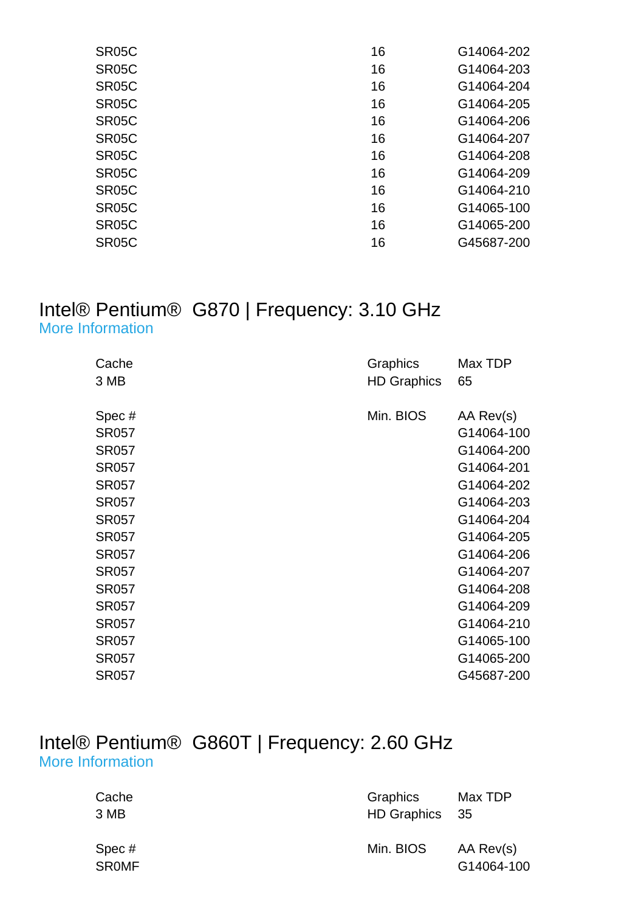| | | |
|---|---|---|
| SR05C | 16 | G14064-202 |
| SR05C | 16 | G14064-203 |
| SR05C | 16 | G14064-204 |
| SR05C | 16 | G14064-205 |
| SR05C | 16 | G14064-206 |
| SR05C | 16 | G14064-207 |
| SR05C | 16 | G14064-208 |
| SR05C | 16 | G14064-209 |
| SR05C | 16 | G14064-210 |
| SR05C | 16 | G14065-100 |
| SR05C | 16 | G14065-200 |
| SR05C | 16 | G45687-200 |

## Intel® Pentium® G870 | Frequency: 3.10 GHz

More Information

| Cache | Graphics | Max TDP |
|---|---|---|
| 3 MB | HD Graphics | 65 |

| Spec # | Min. BIOS | AA Rev(s) |
|---|---|---|
| SR057 | | G14064-100 |
| SR057 | | G14064-200 |
| SR057 | | G14064-201 |
| SR057 | | G14064-202 |
| SR057 | | G14064-203 |
| SR057 | | G14064-204 |
| SR057 | | G14064-205 |
| SR057 | | G14064-206 |
| SR057 | | G14064-207 |
| SR057 | | G14064-208 |
| SR057 | | G14064-209 |
| SR057 | | G14064-210 |
| SR057 | | G14065-100 |
| SR057 | | G14065-200 |
| SR057 | | G45687-200 |

## Intel® Pentium® G860T | Frequency: 2.60 GHz

More Information

| Cache | Graphics | Max TDP |
|---|---|---|
| 3 MB | HD Graphics | 35 |

| Spec # | Min. BIOS | AA Rev(s) |
|---|---|---|
| SR0MF | | G14064-100 |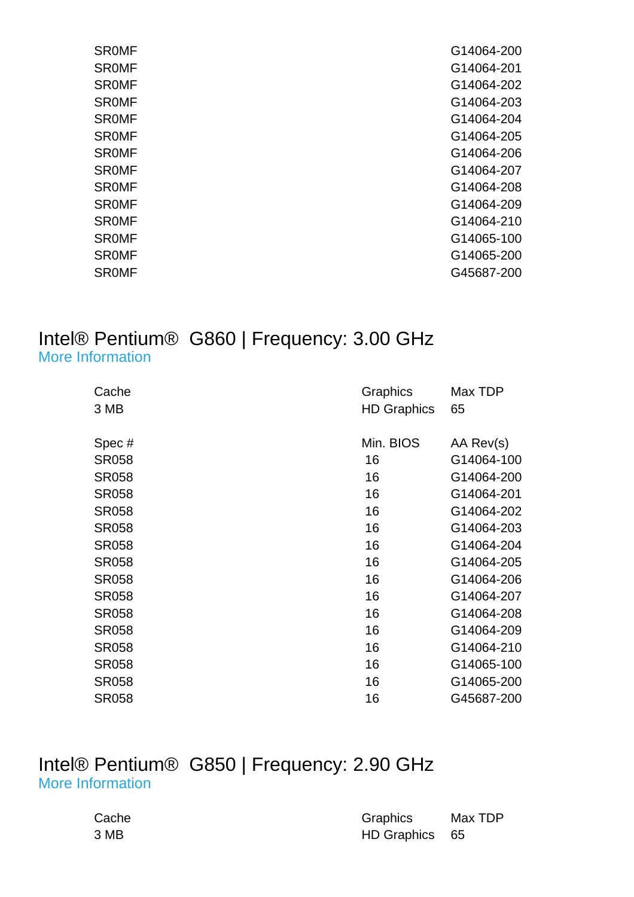| | | |
|---|---|---|
| SR0MF | | G14064-200 |
| SR0MF | | G14064-201 |
| SR0MF | | G14064-202 |
| SR0MF | | G14064-203 |
| SR0MF | | G14064-204 |
| SR0MF | | G14064-205 |
| SR0MF | | G14064-206 |
| SR0MF | | G14064-207 |
| SR0MF | | G14064-208 |
| SR0MF | | G14064-209 |
| SR0MF | | G14064-210 |
| SR0MF | | G14065-100 |
| SR0MF | | G14065-200 |
| SR0MF | | G45687-200 |

## Intel® Pentium® G860 | Frequency: 3.00 GHz

More Information

| Cache | Graphics | Max TDP |
|---|---|---|
| 3 MB | HD Graphics | 65 |

| Spec # | Min. BIOS | AA Rev(s) |
|---|---|---|
| SR058 | 16 | G14064-100 |
| SR058 | 16 | G14064-200 |
| SR058 | 16 | G14064-201 |
| SR058 | 16 | G14064-202 |
| SR058 | 16 | G14064-203 |
| SR058 | 16 | G14064-204 |
| SR058 | 16 | G14064-205 |
| SR058 | 16 | G14064-206 |
| SR058 | 16 | G14064-207 |
| SR058 | 16 | G14064-208 |
| SR058 | 16 | G14064-209 |
| SR058 | 16 | G14064-210 |
| SR058 | 16 | G14065-100 |
| SR058 | 16 | G14065-200 |
| SR058 | 16 | G45687-200 |

## Intel® Pentium® G850 | Frequency: 2.90 GHz

More Information

| Cache | Graphics | Max TDP |
|---|---|---|
| 3 MB | HD Graphics | 65 |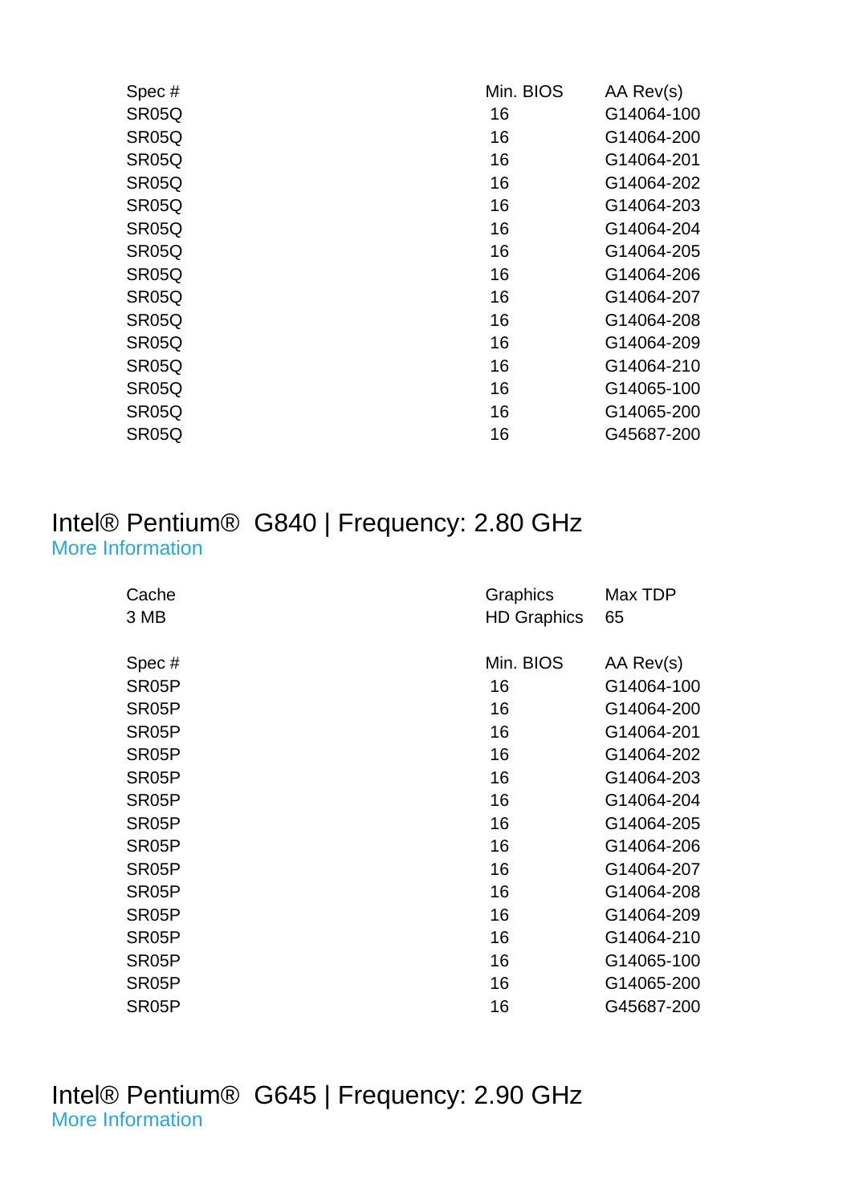| Spec # | Min. BIOS | AA Rev(s) |
| --- | --- | --- |
| SR05Q | 16 | G14064-100 |
| SR05Q | 16 | G14064-200 |
| SR05Q | 16 | G14064-201 |
| SR05Q | 16 | G14064-202 |
| SR05Q | 16 | G14064-203 |
| SR05Q | 16 | G14064-204 |
| SR05Q | 16 | G14064-205 |
| SR05Q | 16 | G14064-206 |
| SR05Q | 16 | G14064-207 |
| SR05Q | 16 | G14064-208 |
| SR05Q | 16 | G14064-209 |
| SR05Q | 16 | G14064-210 |
| SR05Q | 16 | G14065-100 |
| SR05Q | 16 | G14065-200 |
| SR05Q | 16 | G45687-200 |

## Intel® Pentium®  G840 | Frequency: 2.80 GHz

More Information

| Cache | Graphics | Max TDP |
| --- | --- | --- |
| 3 MB | HD Graphics | 65 |

| Spec # | Min. BIOS | AA Rev(s) |
| --- | --- | --- |
| SR05P | 16 | G14064-100 |
| SR05P | 16 | G14064-200 |
| SR05P | 16 | G14064-201 |
| SR05P | 16 | G14064-202 |
| SR05P | 16 | G14064-203 |
| SR05P | 16 | G14064-204 |
| SR05P | 16 | G14064-205 |
| SR05P | 16 | G14064-206 |
| SR05P | 16 | G14064-207 |
| SR05P | 16 | G14064-208 |
| SR05P | 16 | G14064-209 |
| SR05P | 16 | G14064-210 |
| SR05P | 16 | G14065-100 |
| SR05P | 16 | G14065-200 |
| SR05P | 16 | G45687-200 |

## Intel® Pentium®  G645 | Frequency: 2.90 GHz

More Information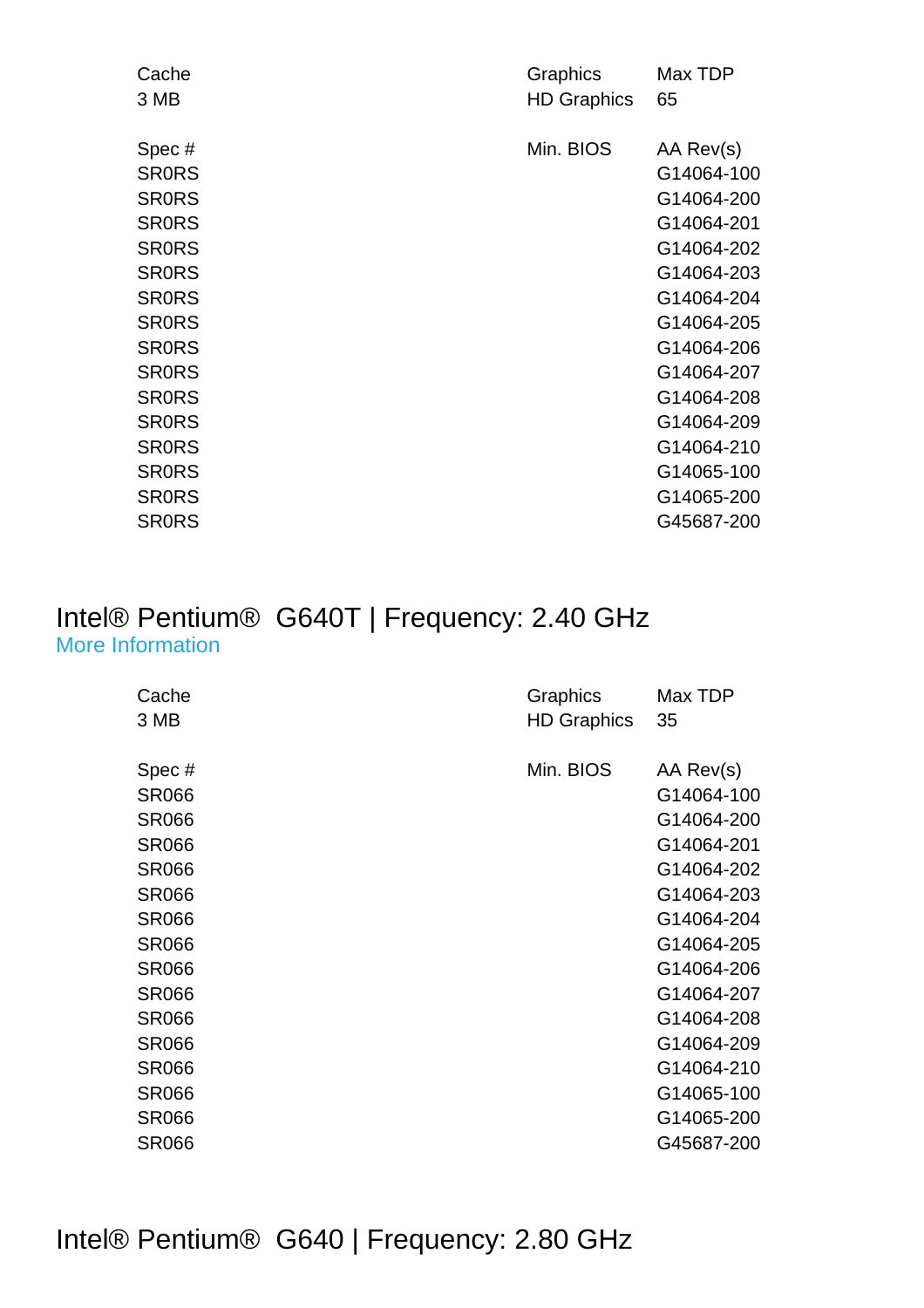| Cache | Graphics | Max TDP |
|---|---|---|
| 3 MB | HD Graphics | 65 |

| Spec # | Min. BIOS | AA Rev(s) |
|---|---|---|
| SR0RS | | G14064-100 |
| SR0RS | | G14064-200 |
| SR0RS | | G14064-201 |
| SR0RS | | G14064-202 |
| SR0RS | | G14064-203 |
| SR0RS | | G14064-204 |
| SR0RS | | G14064-205 |
| SR0RS | | G14064-206 |
| SR0RS | | G14064-207 |
| SR0RS | | G14064-208 |
| SR0RS | | G14064-209 |
| SR0RS | | G14064-210 |
| SR0RS | | G14065-100 |
| SR0RS | | G14065-200 |
| SR0RS | | G45687-200 |

## Intel® Pentium®  G640T | Frequency: 2.40 GHz

More Information

| Cache | Graphics | Max TDP |
|---|---|---|
| 3 MB | HD Graphics | 35 |

| Spec # | Min. BIOS | AA Rev(s) |
|---|---|---|
| SR066 | | G14064-100 |
| SR066 | | G14064-200 |
| SR066 | | G14064-201 |
| SR066 | | G14064-202 |
| SR066 | | G14064-203 |
| SR066 | | G14064-204 |
| SR066 | | G14064-205 |
| SR066 | | G14064-206 |
| SR066 | | G14064-207 |
| SR066 | | G14064-208 |
| SR066 | | G14064-209 |
| SR066 | | G14064-210 |
| SR066 | | G14065-100 |
| SR066 | | G14065-200 |
| SR066 | | G45687-200 |

## Intel® Pentium®  G640 | Frequency: 2.80 GHz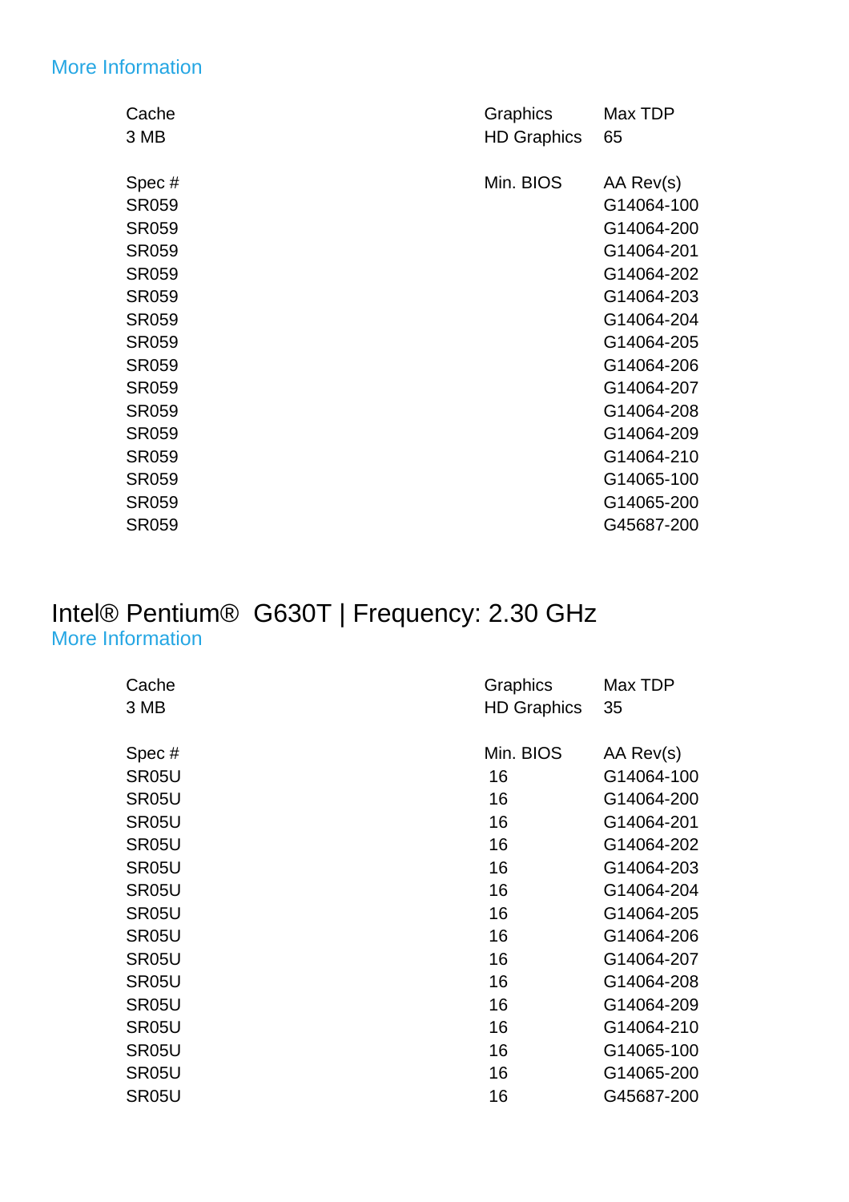More Information

| Cache | Graphics | Max TDP |
|---|---|---|
| 3 MB | HD Graphics | 65 |

| Spec # | Min. BIOS | AA Rev(s) |
|---|---|---|
| SR059 | | G14064-100 |
| SR059 | | G14064-200 |
| SR059 | | G14064-201 |
| SR059 | | G14064-202 |
| SR059 | | G14064-203 |
| SR059 | | G14064-204 |
| SR059 | | G14064-205 |
| SR059 | | G14064-206 |
| SR059 | | G14064-207 |
| SR059 | | G14064-208 |
| SR059 | | G14064-209 |
| SR059 | | G14064-210 |
| SR059 | | G14065-100 |
| SR059 | | G14065-200 |
| SR059 | | G45687-200 |

## Intel® Pentium® G630T | Frequency: 2.30 GHz

More Information

| Cache | Graphics | Max TDP |
|---|---|---|
| 3 MB | HD Graphics | 35 |

| Spec # | Min. BIOS | AA Rev(s) |
|---|---|---|
| SR05U | 16 | G14064-100 |
| SR05U | 16 | G14064-200 |
| SR05U | 16 | G14064-201 |
| SR05U | 16 | G14064-202 |
| SR05U | 16 | G14064-203 |
| SR05U | 16 | G14064-204 |
| SR05U | 16 | G14064-205 |
| SR05U | 16 | G14064-206 |
| SR05U | 16 | G14064-207 |
| SR05U | 16 | G14064-208 |
| SR05U | 16 | G14064-209 |
| SR05U | 16 | G14064-210 |
| SR05U | 16 | G14065-100 |
| SR05U | 16 | G14065-200 |
| SR05U | 16 | G45687-200 |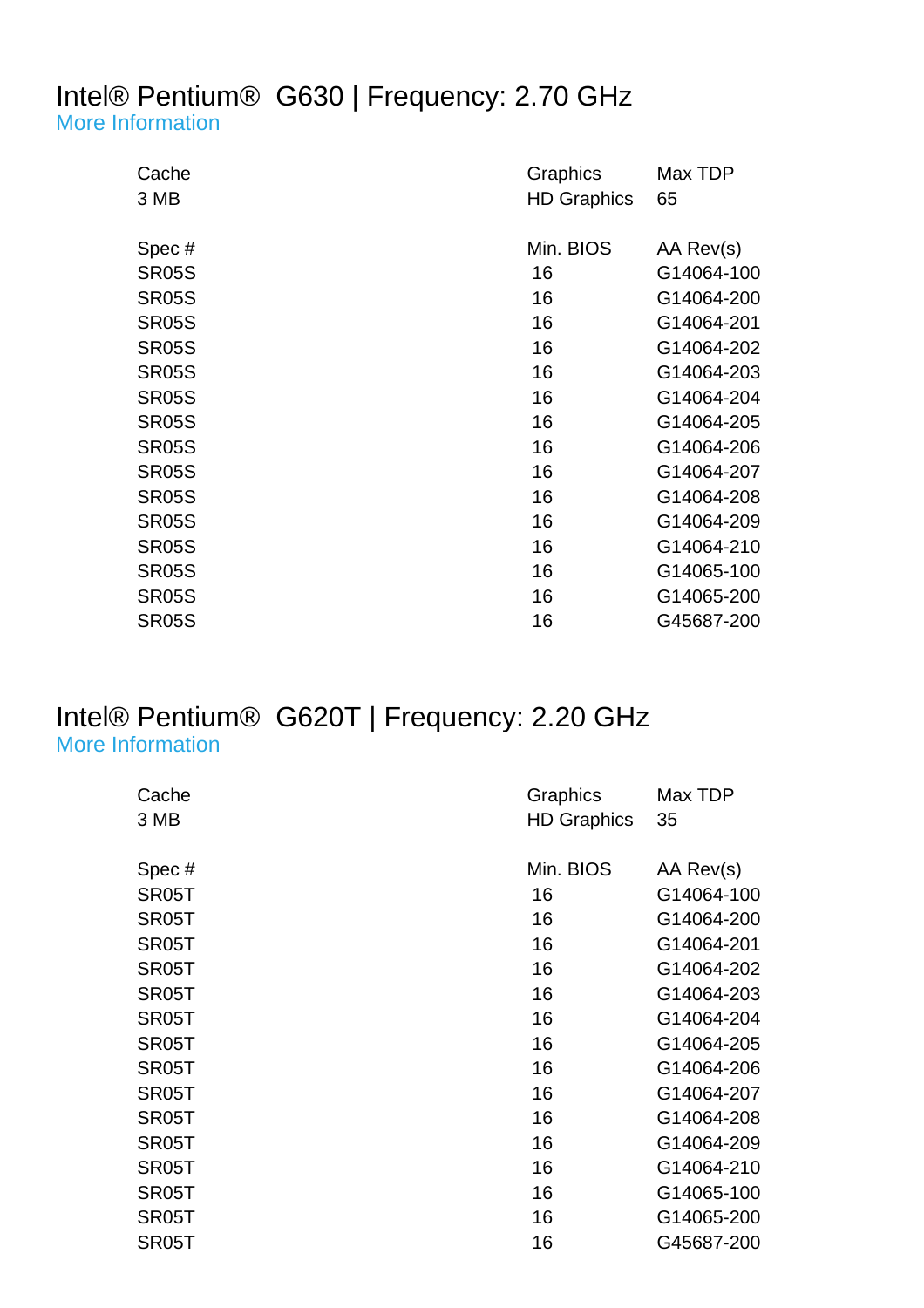## Intel® Pentium® G630 | Frequency: 2.70 GHz

More Information

| Cache | Graphics | Max TDP |
|---|---|---|
| 3 MB | HD Graphics | 65 |

| Spec # | Min. BIOS | AA Rev(s) |
|---|---|---|
| SR05S | 16 | G14064-100 |
| SR05S | 16 | G14064-200 |
| SR05S | 16 | G14064-201 |
| SR05S | 16 | G14064-202 |
| SR05S | 16 | G14064-203 |
| SR05S | 16 | G14064-204 |
| SR05S | 16 | G14064-205 |
| SR05S | 16 | G14064-206 |
| SR05S | 16 | G14064-207 |
| SR05S | 16 | G14064-208 |
| SR05S | 16 | G14064-209 |
| SR05S | 16 | G14064-210 |
| SR05S | 16 | G14065-100 |
| SR05S | 16 | G14065-200 |
| SR05S | 16 | G45687-200 |

## Intel® Pentium® G620T | Frequency: 2.20 GHz

More Information

| Cache | Graphics | Max TDP |
|---|---|---|
| 3 MB | HD Graphics | 35 |

| Spec # | Min. BIOS | AA Rev(s) |
|---|---|---|
| SR05T | 16 | G14064-100 |
| SR05T | 16 | G14064-200 |
| SR05T | 16 | G14064-201 |
| SR05T | 16 | G14064-202 |
| SR05T | 16 | G14064-203 |
| SR05T | 16 | G14064-204 |
| SR05T | 16 | G14064-205 |
| SR05T | 16 | G14064-206 |
| SR05T | 16 | G14064-207 |
| SR05T | 16 | G14064-208 |
| SR05T | 16 | G14064-209 |
| SR05T | 16 | G14064-210 |
| SR05T | 16 | G14065-100 |
| SR05T | 16 | G14065-200 |
| SR05T | 16 | G45687-200 |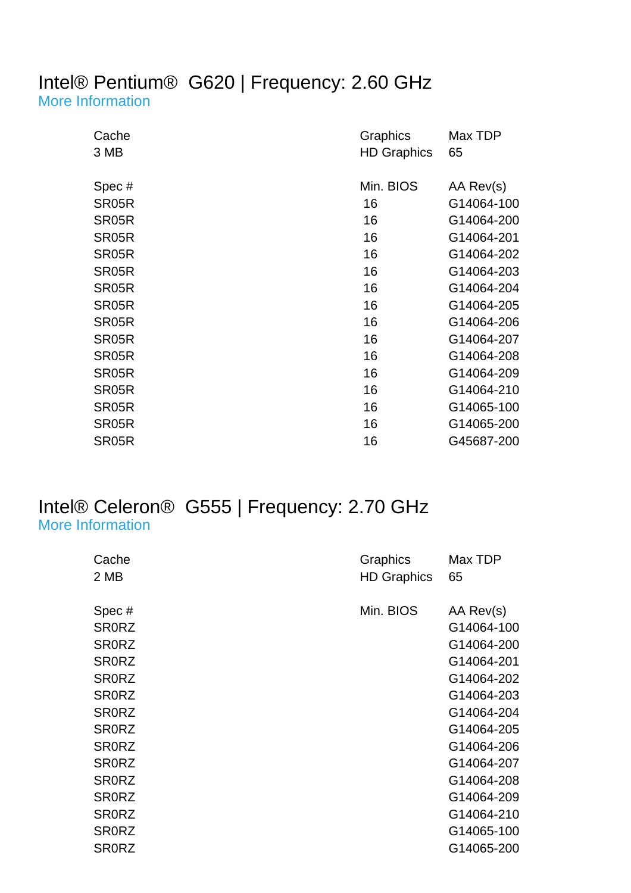## Intel® Pentium® G620 | Frequency: 2.60 GHz

More Information

| Cache | Graphics | Max TDP |
|---|---|---|
| 3 MB | HD Graphics | 65 |

| Spec # | Min. BIOS | AA Rev(s) |
|---|---|---|
| SR05R | 16 | G14064-100 |
| SR05R | 16 | G14064-200 |
| SR05R | 16 | G14064-201 |
| SR05R | 16 | G14064-202 |
| SR05R | 16 | G14064-203 |
| SR05R | 16 | G14064-204 |
| SR05R | 16 | G14064-205 |
| SR05R | 16 | G14064-206 |
| SR05R | 16 | G14064-207 |
| SR05R | 16 | G14064-208 |
| SR05R | 16 | G14064-209 |
| SR05R | 16 | G14064-210 |
| SR05R | 16 | G14065-100 |
| SR05R | 16 | G14065-200 |
| SR05R | 16 | G45687-200 |

## Intel® Celeron® G555 | Frequency: 2.70 GHz

More Information

| Cache | Graphics | Max TDP |
|---|---|---|
| 2 MB | HD Graphics | 65 |

| Spec # | Min. BIOS | AA Rev(s) |
|---|---|---|
| SR0RZ | | G14064-100 |
| SR0RZ | | G14064-200 |
| SR0RZ | | G14064-201 |
| SR0RZ | | G14064-202 |
| SR0RZ | | G14064-203 |
| SR0RZ | | G14064-204 |
| SR0RZ | | G14064-205 |
| SR0RZ | | G14064-206 |
| SR0RZ | | G14064-207 |
| SR0RZ | | G14064-208 |
| SR0RZ | | G14064-209 |
| SR0RZ | | G14064-210 |
| SR0RZ | | G14065-100 |
| SR0RZ | | G14065-200 |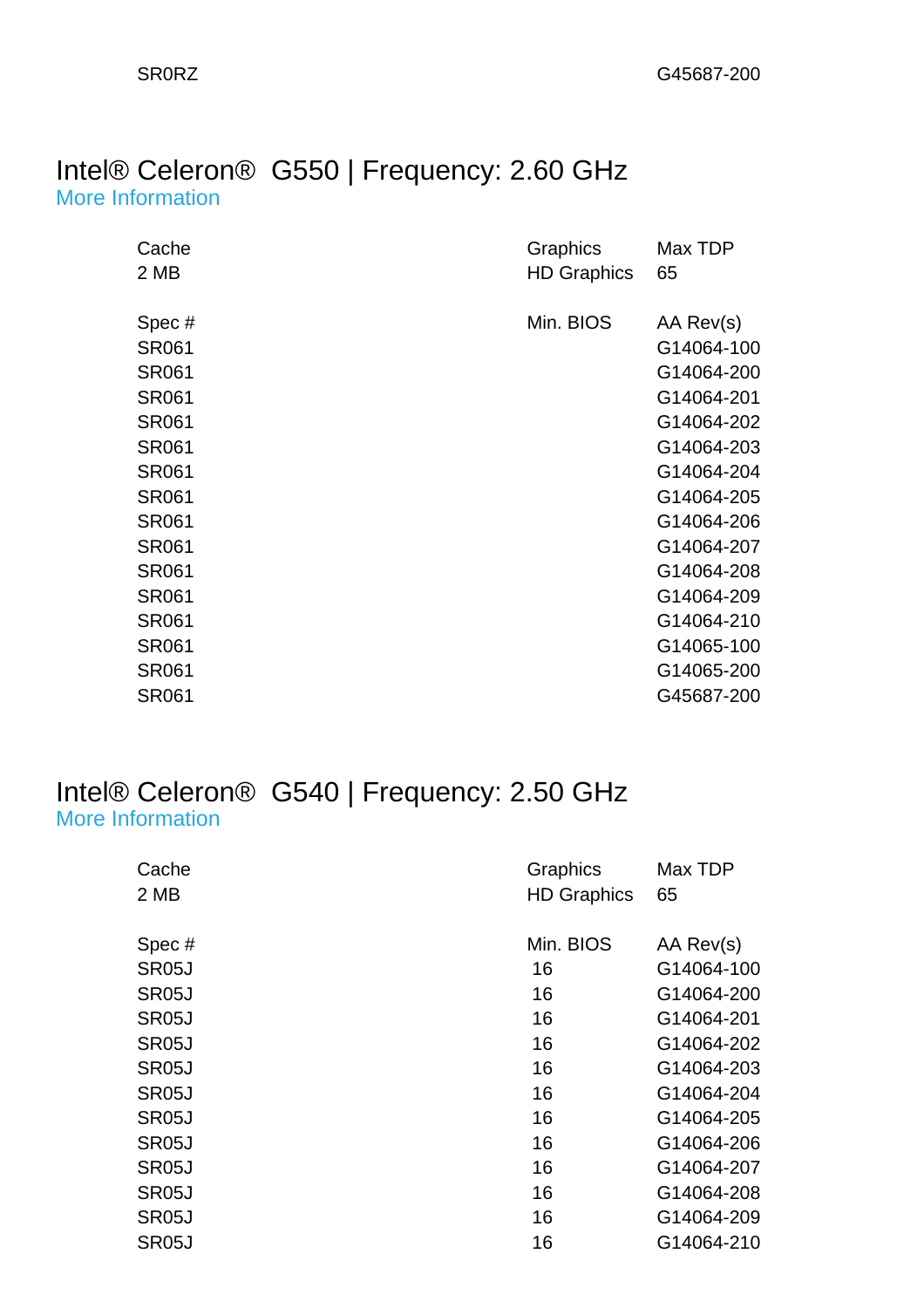| | | |
|---|---|---|
| SR0RZ | | G45687-200 |

## Intel® Celeron® G550 | Frequency: 2.60 GHz

More Information

| Cache | Graphics | Max TDP |
|---|---|---|
| 2 MB | HD Graphics | 65 |

| Spec # | Min. BIOS | AA Rev(s) |
|---|---|---|
| SR061 | | G14064-100 |
| SR061 | | G14064-200 |
| SR061 | | G14064-201 |
| SR061 | | G14064-202 |
| SR061 | | G14064-203 |
| SR061 | | G14064-204 |
| SR061 | | G14064-205 |
| SR061 | | G14064-206 |
| SR061 | | G14064-207 |
| SR061 | | G14064-208 |
| SR061 | | G14064-209 |
| SR061 | | G14064-210 |
| SR061 | | G14065-100 |
| SR061 | | G14065-200 |
| SR061 | | G45687-200 |

## Intel® Celeron® G540 | Frequency: 2.50 GHz

More Information

| Cache | Graphics | Max TDP |
|---|---|---|
| 2 MB | HD Graphics | 65 |

| Spec # | Min. BIOS | AA Rev(s) |
|---|---|---|
| SR05J | 16 | G14064-100 |
| SR05J | 16 | G14064-200 |
| SR05J | 16 | G14064-201 |
| SR05J | 16 | G14064-202 |
| SR05J | 16 | G14064-203 |
| SR05J | 16 | G14064-204 |
| SR05J | 16 | G14064-205 |
| SR05J | 16 | G14064-206 |
| SR05J | 16 | G14064-207 |
| SR05J | 16 | G14064-208 |
| SR05J | 16 | G14064-209 |
| SR05J | 16 | G14064-210 |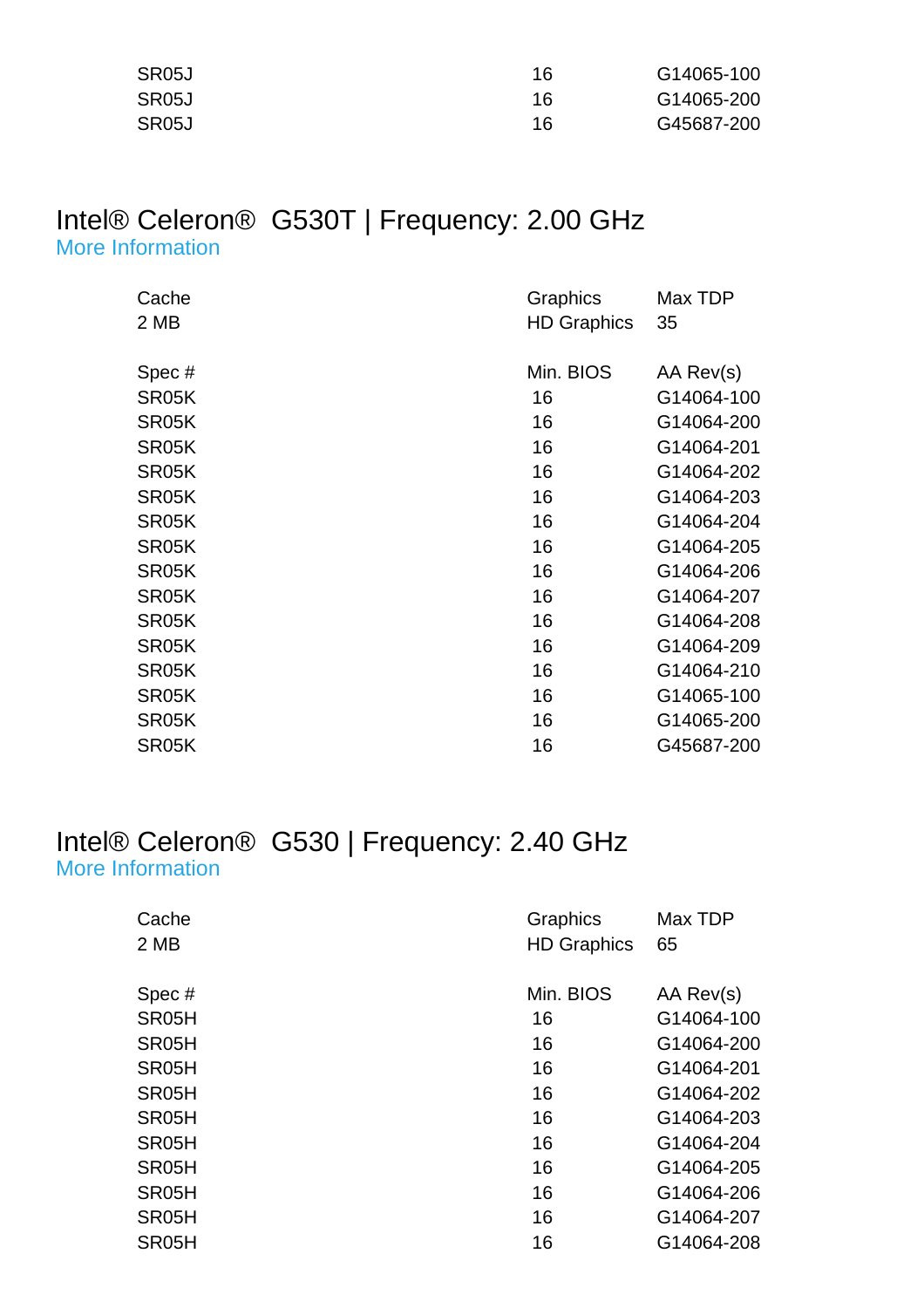| | | |
|---|---|---|
| SR05J | 16 | G14065-100 |
| SR05J | 16 | G14065-200 |
| SR05J | 16 | G45687-200 |

## Intel® Celeron® G530T | Frequency: 2.00 GHz

More Information

| Cache | Graphics | Max TDP |
|---|---|---|
| 2 MB | HD Graphics | 35 |

| Spec # | Min. BIOS | AA Rev(s) |
|---|---|---|
| SR05K | 16 | G14064-100 |
| SR05K | 16 | G14064-200 |
| SR05K | 16 | G14064-201 |
| SR05K | 16 | G14064-202 |
| SR05K | 16 | G14064-203 |
| SR05K | 16 | G14064-204 |
| SR05K | 16 | G14064-205 |
| SR05K | 16 | G14064-206 |
| SR05K | 16 | G14064-207 |
| SR05K | 16 | G14064-208 |
| SR05K | 16 | G14064-209 |
| SR05K | 16 | G14064-210 |
| SR05K | 16 | G14065-100 |
| SR05K | 16 | G14065-200 |
| SR05K | 16 | G45687-200 |

## Intel® Celeron® G530 | Frequency: 2.40 GHz

More Information

| Cache | Graphics | Max TDP |
|---|---|---|
| 2 MB | HD Graphics | 65 |

| Spec # | Min. BIOS | AA Rev(s) |
|---|---|---|
| SR05H | 16 | G14064-100 |
| SR05H | 16 | G14064-200 |
| SR05H | 16 | G14064-201 |
| SR05H | 16 | G14064-202 |
| SR05H | 16 | G14064-203 |
| SR05H | 16 | G14064-204 |
| SR05H | 16 | G14064-205 |
| SR05H | 16 | G14064-206 |
| SR05H | 16 | G14064-207 |
| SR05H | 16 | G14064-208 |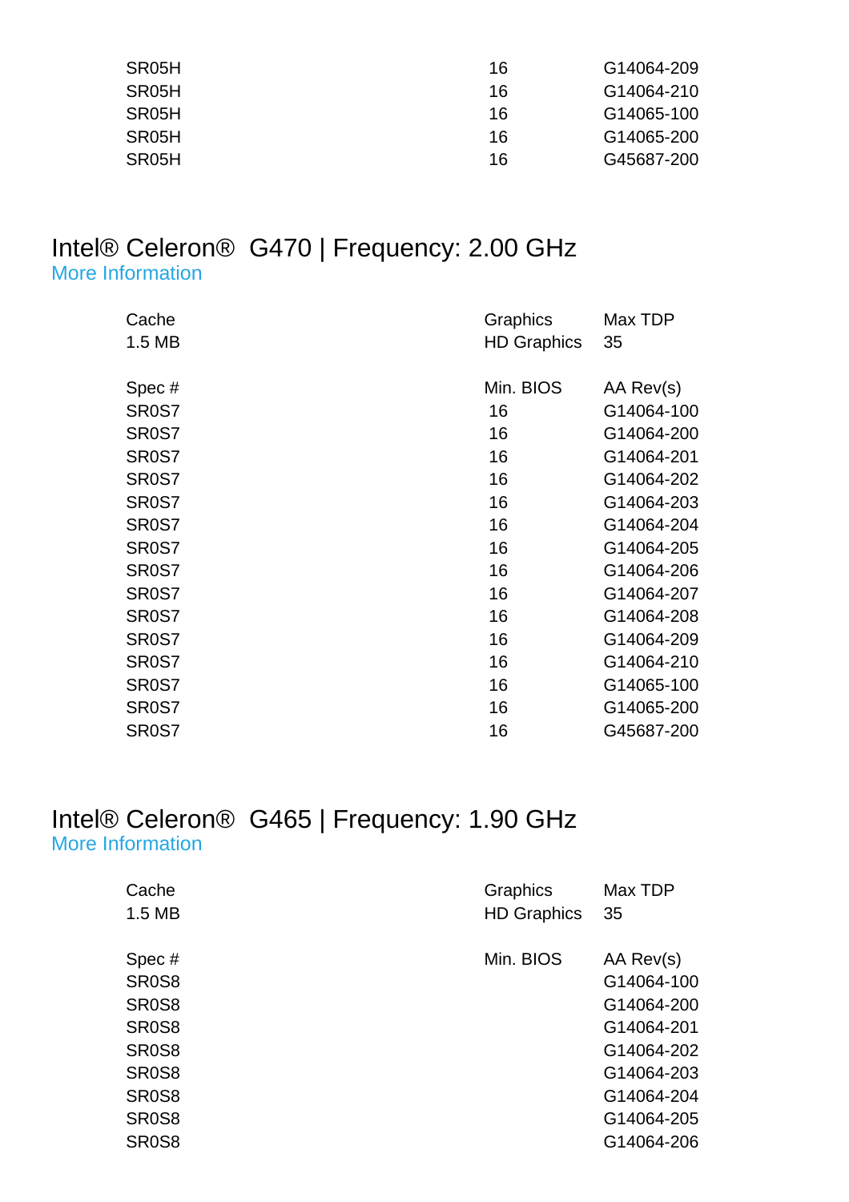| | | |
|---|---|---|
| SR05H | 16 | G14064-209 |
| SR05H | 16 | G14064-210 |
| SR05H | 16 | G14065-100 |
| SR05H | 16 | G14065-200 |
| SR05H | 16 | G45687-200 |

## Intel® Celeron® G470 | Frequency: 2.00 GHz

More Information

| Cache | Graphics | Max TDP |
|---|---|---|
| 1.5 MB | HD Graphics | 35 |

| Spec # | Min. BIOS | AA Rev(s) |
|---|---|---|
| SR0S7 | 16 | G14064-100 |
| SR0S7 | 16 | G14064-200 |
| SR0S7 | 16 | G14064-201 |
| SR0S7 | 16 | G14064-202 |
| SR0S7 | 16 | G14064-203 |
| SR0S7 | 16 | G14064-204 |
| SR0S7 | 16 | G14064-205 |
| SR0S7 | 16 | G14064-206 |
| SR0S7 | 16 | G14064-207 |
| SR0S7 | 16 | G14064-208 |
| SR0S7 | 16 | G14064-209 |
| SR0S7 | 16 | G14064-210 |
| SR0S7 | 16 | G14065-100 |
| SR0S7 | 16 | G14065-200 |
| SR0S7 | 16 | G45687-200 |

## Intel® Celeron® G465 | Frequency: 1.90 GHz

More Information

| Cache | Graphics | Max TDP |
|---|---|---|
| 1.5 MB | HD Graphics | 35 |

| Spec # | Min. BIOS | AA Rev(s) |
|---|---|---|
| SR0S8 | | G14064-100 |
| SR0S8 | | G14064-200 |
| SR0S8 | | G14064-201 |
| SR0S8 | | G14064-202 |
| SR0S8 | | G14064-203 |
| SR0S8 | | G14064-204 |
| SR0S8 | | G14064-205 |
| SR0S8 | | G14064-206 |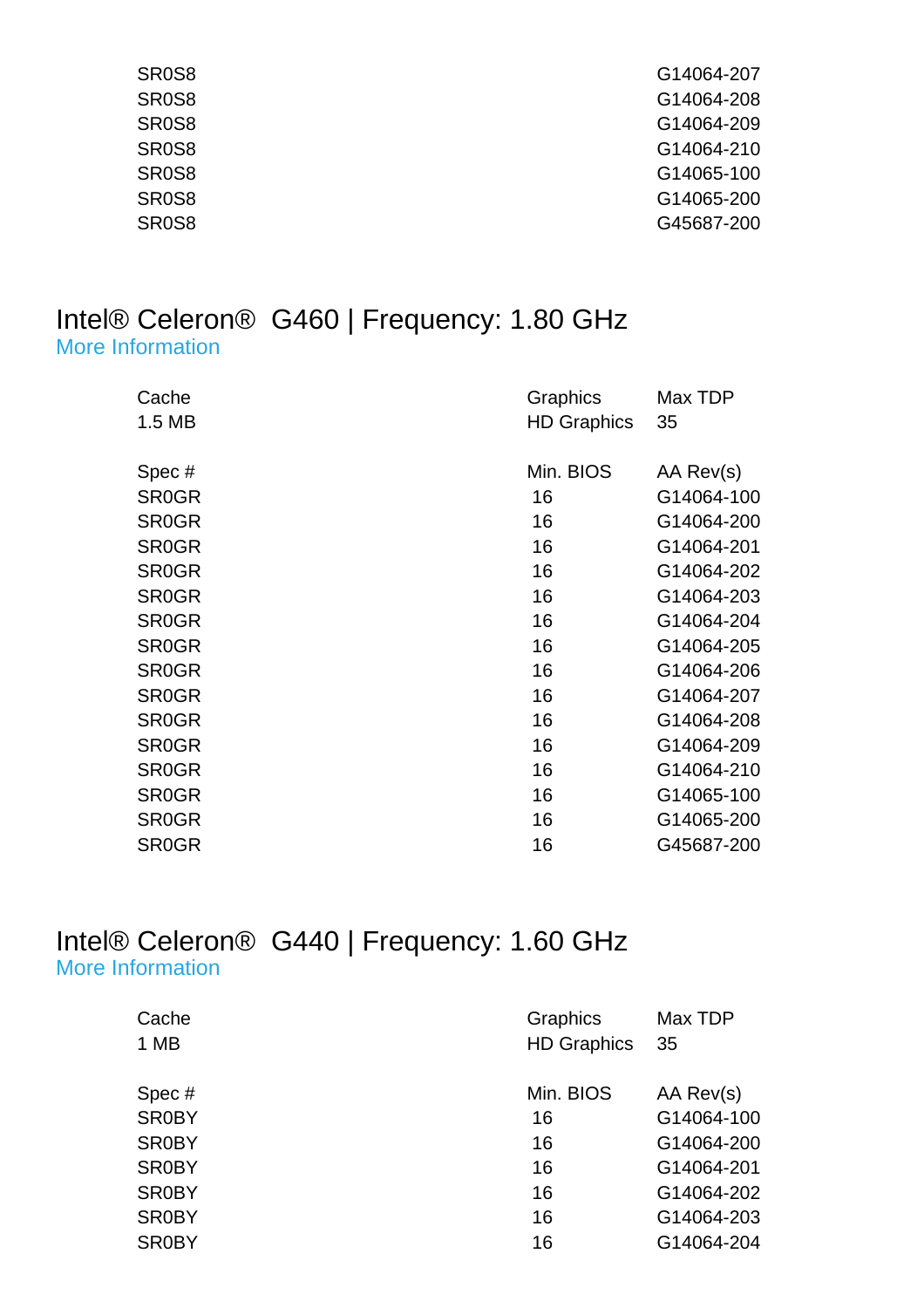| | | |
|---|---|---|
| SR0S8 | | G14064-207 |
| SR0S8 | | G14064-208 |
| SR0S8 | | G14064-209 |
| SR0S8 | | G14064-210 |
| SR0S8 | | G14065-100 |
| SR0S8 | | G14065-200 |
| SR0S8 | | G45687-200 |

## Intel® Celeron®  G460 | Frequency: 1.80 GHz

More Information

| Cache | Graphics | Max TDP |
|---|---|---|
| 1.5 MB | HD Graphics | 35 |

| Spec # | Min. BIOS | AA Rev(s) |
|---|---|---|
| SR0GR | 16 | G14064-100 |
| SR0GR | 16 | G14064-200 |
| SR0GR | 16 | G14064-201 |
| SR0GR | 16 | G14064-202 |
| SR0GR | 16 | G14064-203 |
| SR0GR | 16 | G14064-204 |
| SR0GR | 16 | G14064-205 |
| SR0GR | 16 | G14064-206 |
| SR0GR | 16 | G14064-207 |
| SR0GR | 16 | G14064-208 |
| SR0GR | 16 | G14064-209 |
| SR0GR | 16 | G14064-210 |
| SR0GR | 16 | G14065-100 |
| SR0GR | 16 | G14065-200 |
| SR0GR | 16 | G45687-200 |

## Intel® Celeron®  G440 | Frequency: 1.60 GHz

More Information

| Cache | Graphics | Max TDP |
|---|---|---|
| 1 MB | HD Graphics | 35 |

| Spec # | Min. BIOS | AA Rev(s) |
|---|---|---|
| SR0BY | 16 | G14064-100 |
| SR0BY | 16 | G14064-200 |
| SR0BY | 16 | G14064-201 |
| SR0BY | 16 | G14064-202 |
| SR0BY | 16 | G14064-203 |
| SR0BY | 16 | G14064-204 |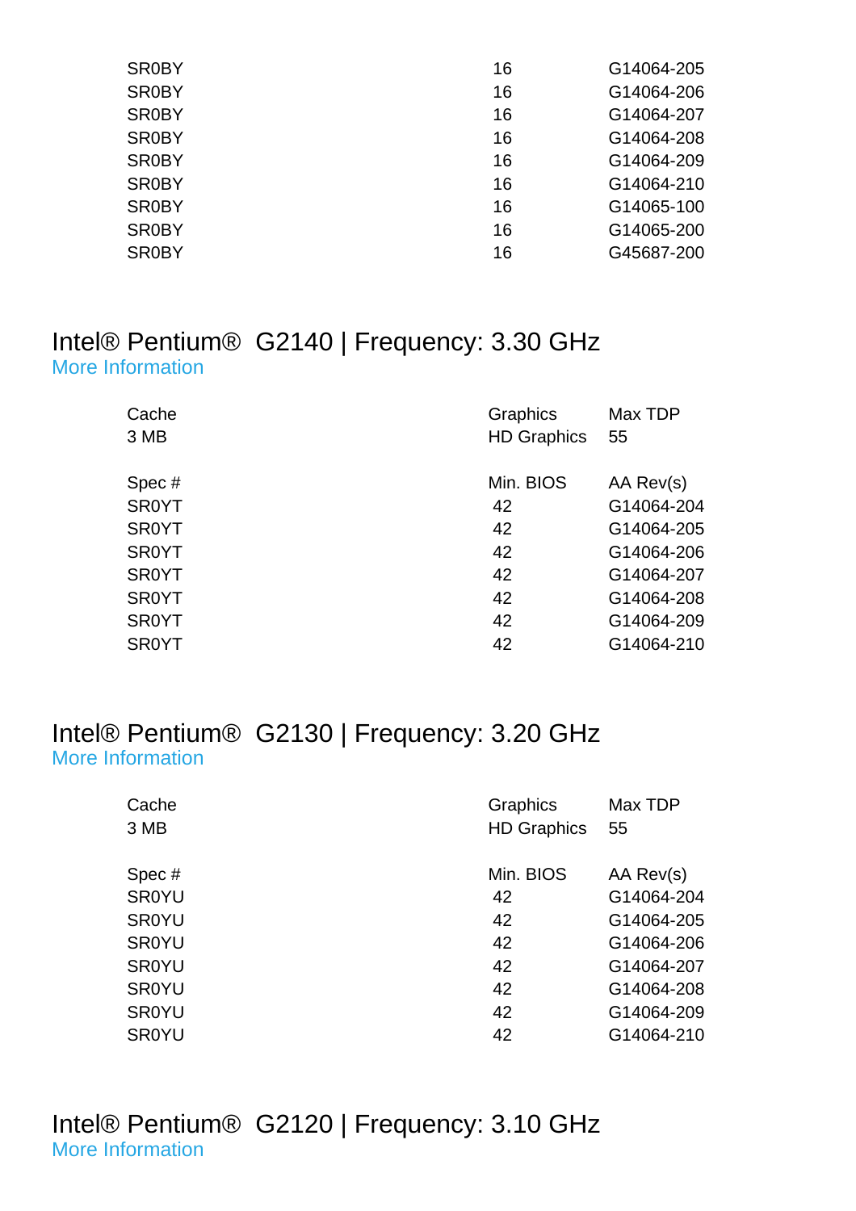| | | |
|---|---|---|
| SR0BY | 16 | G14064-205 |
| SR0BY | 16 | G14064-206 |
| SR0BY | 16 | G14064-207 |
| SR0BY | 16 | G14064-208 |
| SR0BY | 16 | G14064-209 |
| SR0BY | 16 | G14064-210 |
| SR0BY | 16 | G14065-100 |
| SR0BY | 16 | G14065-200 |
| SR0BY | 16 | G45687-200 |

## Intel® Pentium® G2140 | Frequency: 3.30 GHz

More Information

| Cache | Graphics | Max TDP |
|---|---|---|
| 3 MB | HD Graphics | 55 |

| Spec # | Min. BIOS | AA Rev(s) |
|---|---|---|
| SR0YT | 42 | G14064-204 |
| SR0YT | 42 | G14064-205 |
| SR0YT | 42 | G14064-206 |
| SR0YT | 42 | G14064-207 |
| SR0YT | 42 | G14064-208 |
| SR0YT | 42 | G14064-209 |
| SR0YT | 42 | G14064-210 |

## Intel® Pentium® G2130 | Frequency: 3.20 GHz

More Information

| Cache | Graphics | Max TDP |
|---|---|---|
| 3 MB | HD Graphics | 55 |

| Spec # | Min. BIOS | AA Rev(s) |
|---|---|---|
| SR0YU | 42 | G14064-204 |
| SR0YU | 42 | G14064-205 |
| SR0YU | 42 | G14064-206 |
| SR0YU | 42 | G14064-207 |
| SR0YU | 42 | G14064-208 |
| SR0YU | 42 | G14064-209 |
| SR0YU | 42 | G14064-210 |

## Intel® Pentium® G2120 | Frequency: 3.10 GHz

More Information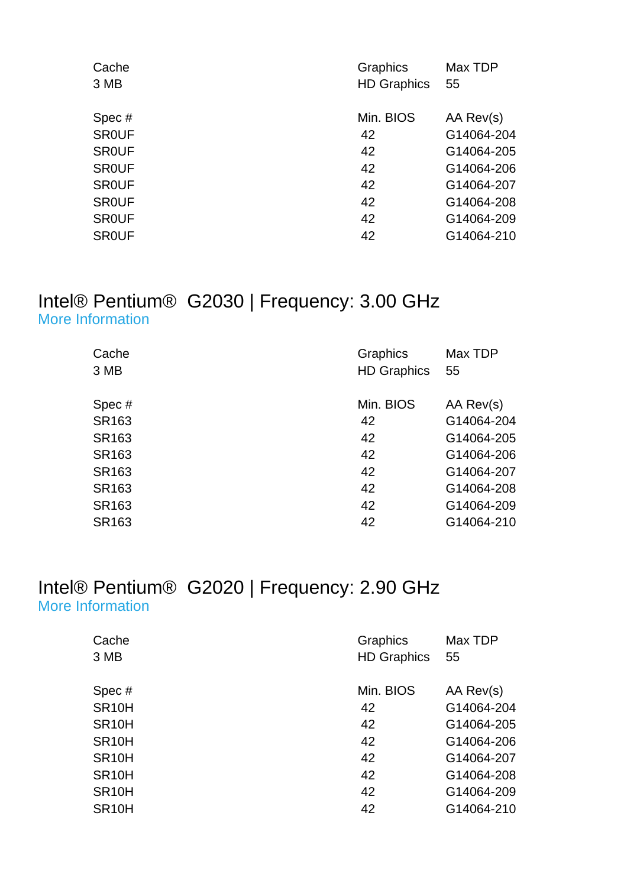| Cache | Graphics | Max TDP |
|---|---|---|
| 3 MB | HD Graphics | 55 |

| Spec # | Min. BIOS | AA Rev(s) |
|---|---|---|
| SR0UF | 42 | G14064-204 |
| SR0UF | 42 | G14064-205 |
| SR0UF | 42 | G14064-206 |
| SR0UF | 42 | G14064-207 |
| SR0UF | 42 | G14064-208 |
| SR0UF | 42 | G14064-209 |
| SR0UF | 42 | G14064-210 |

## Intel® Pentium® G2030 | Frequency: 3.00 GHz

More Information

| Cache | Graphics | Max TDP |
|---|---|---|
| 3 MB | HD Graphics | 55 |

| Spec # | Min. BIOS | AA Rev(s) |
|---|---|---|
| SR163 | 42 | G14064-204 |
| SR163 | 42 | G14064-205 |
| SR163 | 42 | G14064-206 |
| SR163 | 42 | G14064-207 |
| SR163 | 42 | G14064-208 |
| SR163 | 42 | G14064-209 |
| SR163 | 42 | G14064-210 |

## Intel® Pentium® G2020 | Frequency: 2.90 GHz

More Information

| Cache | Graphics | Max TDP |
|---|---|---|
| 3 MB | HD Graphics | 55 |

| Spec # | Min. BIOS | AA Rev(s) |
|---|---|---|
| SR10H | 42 | G14064-204 |
| SR10H | 42 | G14064-205 |
| SR10H | 42 | G14064-206 |
| SR10H | 42 | G14064-207 |
| SR10H | 42 | G14064-208 |
| SR10H | 42 | G14064-209 |
| SR10H | 42 | G14064-210 |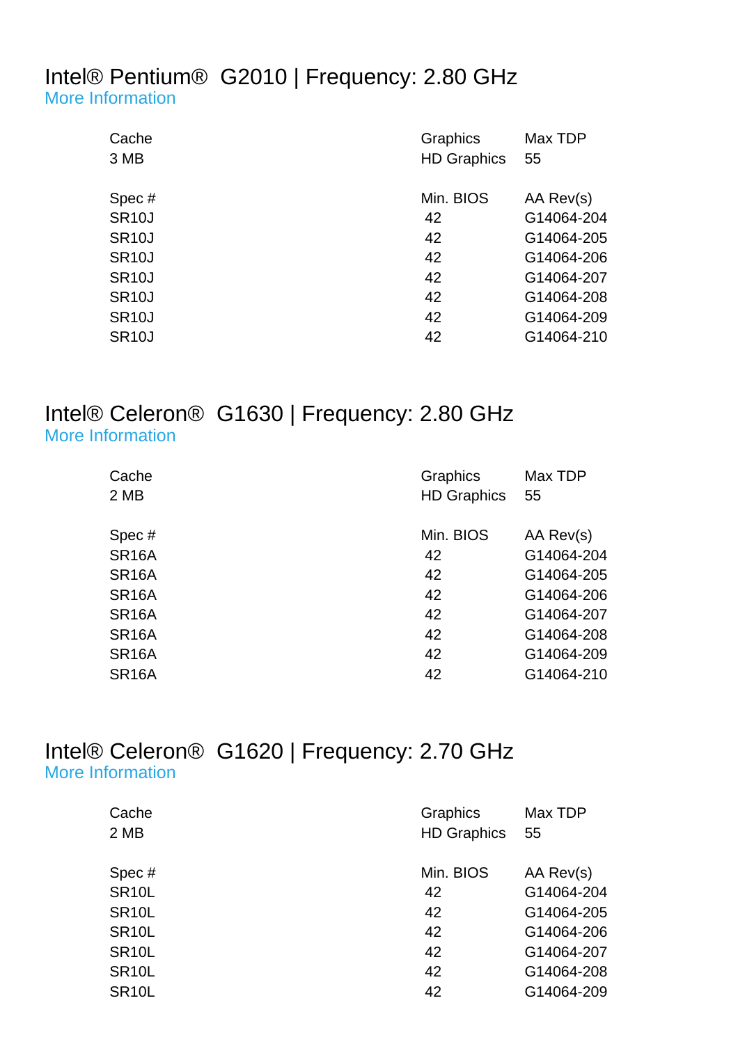## Intel® Pentium® G2010 | Frequency: 2.80 GHz

More Information

| Cache | Graphics | Max TDP |
|---|---|---|
| 3 MB | HD Graphics | 55 |

| Spec # | Min. BIOS | AA Rev(s) |
|---|---|---|
| SR10J | 42 | G14064-204 |
| SR10J | 42 | G14064-205 |
| SR10J | 42 | G14064-206 |
| SR10J | 42 | G14064-207 |
| SR10J | 42 | G14064-208 |
| SR10J | 42 | G14064-209 |
| SR10J | 42 | G14064-210 |

## Intel® Celeron® G1630 | Frequency: 2.80 GHz

More Information

| Cache | Graphics | Max TDP |
|---|---|---|
| 2 MB | HD Graphics | 55 |

| Spec # | Min. BIOS | AA Rev(s) |
|---|---|---|
| SR16A | 42 | G14064-204 |
| SR16A | 42 | G14064-205 |
| SR16A | 42 | G14064-206 |
| SR16A | 42 | G14064-207 |
| SR16A | 42 | G14064-208 |
| SR16A | 42 | G14064-209 |
| SR16A | 42 | G14064-210 |

## Intel® Celeron® G1620 | Frequency: 2.70 GHz

More Information

| Cache | Graphics | Max TDP |
|---|---|---|
| 2 MB | HD Graphics | 55 |

| Spec # | Min. BIOS | AA Rev(s) |
|---|---|---|
| SR10L | 42 | G14064-204 |
| SR10L | 42 | G14064-205 |
| SR10L | 42 | G14064-206 |
| SR10L | 42 | G14064-207 |
| SR10L | 42 | G14064-208 |
| SR10L | 42 | G14064-209 |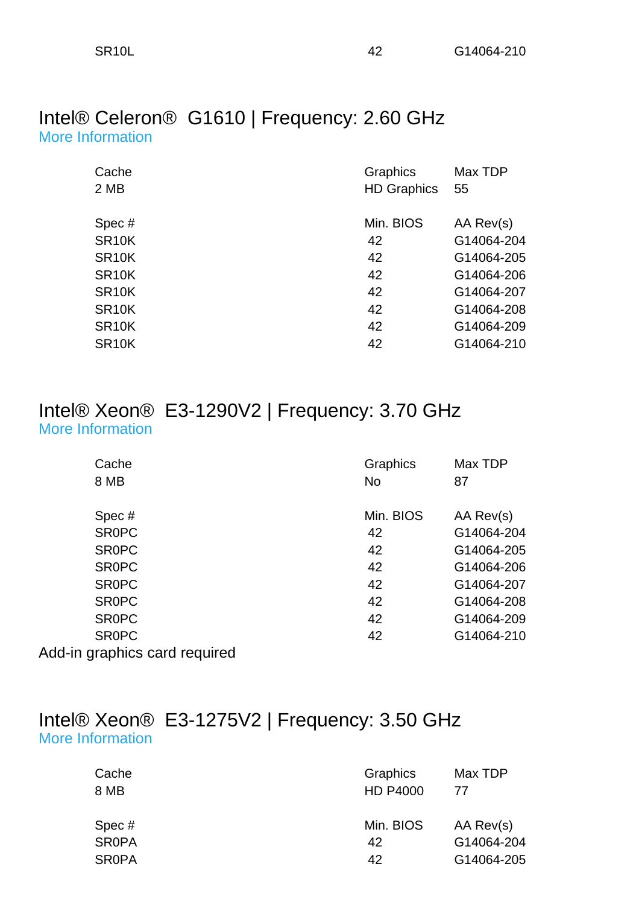| SR10L | 42 | G14064-210 |
|---|---|---|

## Intel® Celeron® G1610 | Frequency: 2.60 GHz

More Information

| Cache | Graphics | Max TDP |
|---|---|---|
| 2 MB | HD Graphics | 55 |

| Spec # | Min. BIOS | AA Rev(s) |
|---|---|---|
| SR10K | 42 | G14064-204 |
| SR10K | 42 | G14064-205 |
| SR10K | 42 | G14064-206 |
| SR10K | 42 | G14064-207 |
| SR10K | 42 | G14064-208 |
| SR10K | 42 | G14064-209 |
| SR10K | 42 | G14064-210 |

## Intel® Xeon® E3-1290V2 | Frequency: 3.70 GHz

More Information

| Cache | Graphics | Max TDP |
|---|---|---|
| 8 MB | No | 87 |

| Spec # | Min. BIOS | AA Rev(s) |
|---|---|---|
| SR0PC | 42 | G14064-204 |
| SR0PC | 42 | G14064-205 |
| SR0PC | 42 | G14064-206 |
| SR0PC | 42 | G14064-207 |
| SR0PC | 42 | G14064-208 |
| SR0PC | 42 | G14064-209 |
| SR0PC | 42 | G14064-210 |

Add-in graphics card required

## Intel® Xeon® E3-1275V2 | Frequency: 3.50 GHz

More Information

| Cache | Graphics | Max TDP |
|---|---|---|
| 8 MB | HD P4000 | 77 |

| Spec # | Min. BIOS | AA Rev(s) |
|---|---|---|
| SR0PA | 42 | G14064-204 |
| SR0PA | 42 | G14064-205 |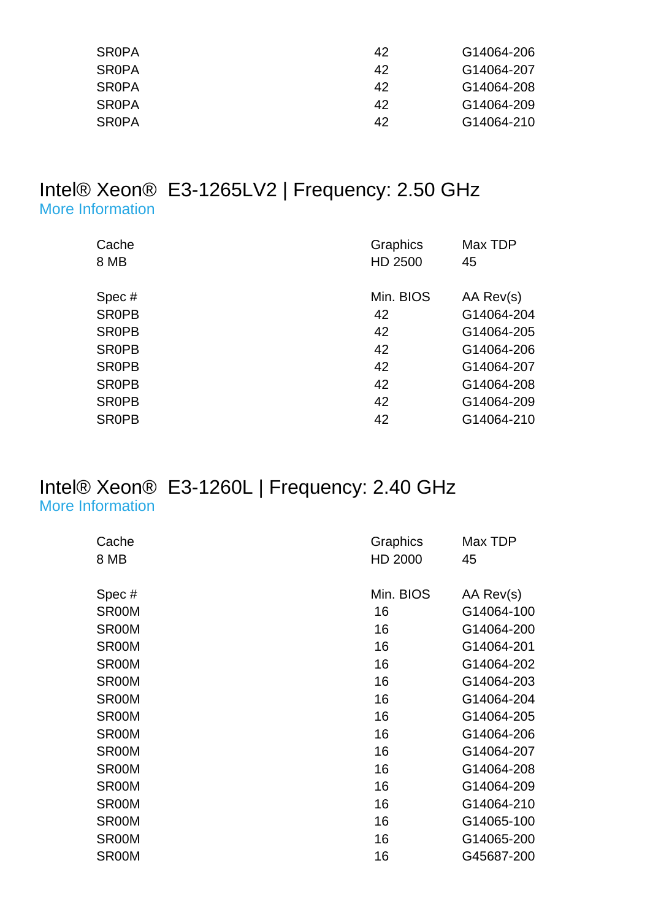| | | |
|---|---|---|
| SR0PA | 42 | G14064-206 |
| SR0PA | 42 | G14064-207 |
| SR0PA | 42 | G14064-208 |
| SR0PA | 42 | G14064-209 |
| SR0PA | 42 | G14064-210 |

## Intel® Xeon® E3-1265LV2 | Frequency: 2.50 GHz

More Information

| Cache | Graphics | Max TDP |
|---|---|---|
| 8 MB | HD 2500 | 45 |

| Spec # | Min. BIOS | AA Rev(s) |
|---|---|---|
| SR0PB | 42 | G14064-204 |
| SR0PB | 42 | G14064-205 |
| SR0PB | 42 | G14064-206 |
| SR0PB | 42 | G14064-207 |
| SR0PB | 42 | G14064-208 |
| SR0PB | 42 | G14064-209 |
| SR0PB | 42 | G14064-210 |

## Intel® Xeon® E3-1260L | Frequency: 2.40 GHz

More Information

| Cache | Graphics | Max TDP |
|---|---|---|
| 8 MB | HD 2000 | 45 |

| Spec # | Min. BIOS | AA Rev(s) |
|---|---|---|
| SR00M | 16 | G14064-100 |
| SR00M | 16 | G14064-200 |
| SR00M | 16 | G14064-201 |
| SR00M | 16 | G14064-202 |
| SR00M | 16 | G14064-203 |
| SR00M | 16 | G14064-204 |
| SR00M | 16 | G14064-205 |
| SR00M | 16 | G14064-206 |
| SR00M | 16 | G14064-207 |
| SR00M | 16 | G14064-208 |
| SR00M | 16 | G14064-209 |
| SR00M | 16 | G14064-210 |
| SR00M | 16 | G14065-100 |
| SR00M | 16 | G14065-200 |
| SR00M | 16 | G45687-200 |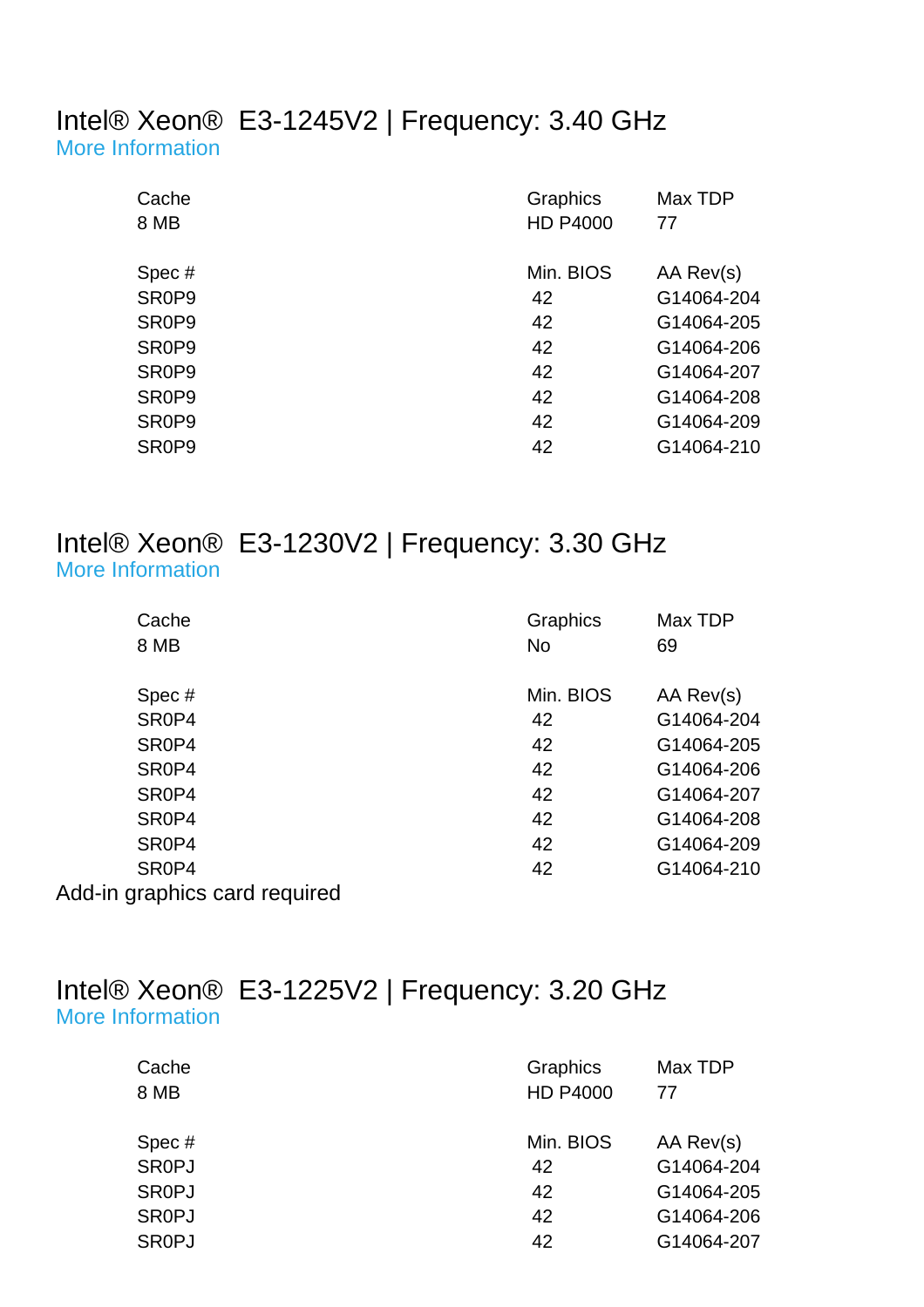## Intel® Xeon® E3-1245V2 | Frequency: 3.40 GHz

More Information

| Cache | Graphics | Max TDP |
| --- | --- | --- |
| 8 MB | HD P4000 | 77 |

| Spec # | Min. BIOS | AA Rev(s) |
| --- | --- | --- |
| SR0P9 | 42 | G14064-204 |
| SR0P9 | 42 | G14064-205 |
| SR0P9 | 42 | G14064-206 |
| SR0P9 | 42 | G14064-207 |
| SR0P9 | 42 | G14064-208 |
| SR0P9 | 42 | G14064-209 |
| SR0P9 | 42 | G14064-210 |

## Intel® Xeon® E3-1230V2 | Frequency: 3.30 GHz

More Information

| Cache | Graphics | Max TDP |
| --- | --- | --- |
| 8 MB | No | 69 |

| Spec # | Min. BIOS | AA Rev(s) |
| --- | --- | --- |
| SR0P4 | 42 | G14064-204 |
| SR0P4 | 42 | G14064-205 |
| SR0P4 | 42 | G14064-206 |
| SR0P4 | 42 | G14064-207 |
| SR0P4 | 42 | G14064-208 |
| SR0P4 | 42 | G14064-209 |
| SR0P4 | 42 | G14064-210 |

Add-in graphics card required

## Intel® Xeon® E3-1225V2 | Frequency: 3.20 GHz

More Information

| Cache | Graphics | Max TDP |
| --- | --- | --- |
| 8 MB | HD P4000 | 77 |

| Spec # | Min. BIOS | AA Rev(s) |
| --- | --- | --- |
| SR0PJ | 42 | G14064-204 |
| SR0PJ | 42 | G14064-205 |
| SR0PJ | 42 | G14064-206 |
| SR0PJ | 42 | G14064-207 |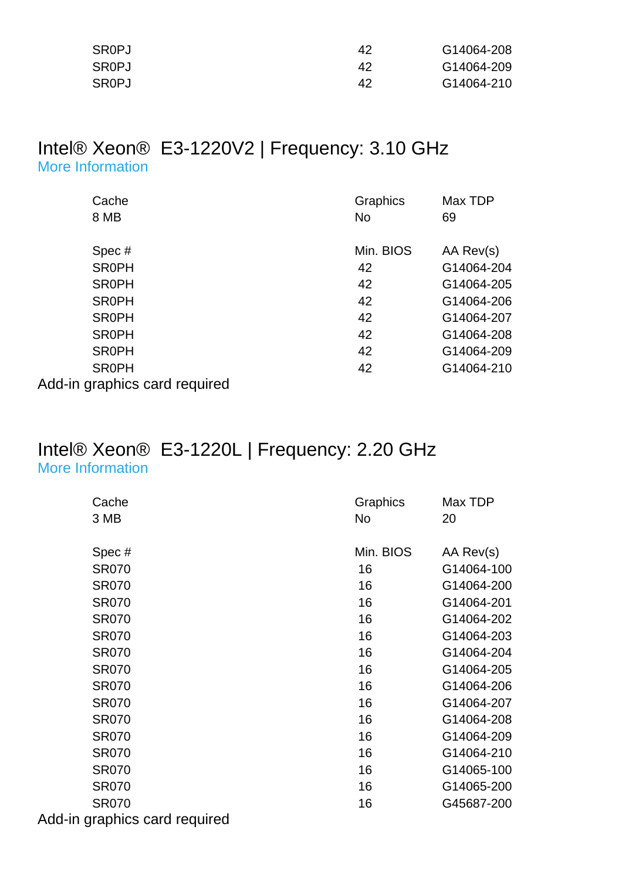| | | |
|---|---|---|
| SR0PJ | 42 | G14064-208 |
| SR0PJ | 42 | G14064-209 |
| SR0PJ | 42 | G14064-210 |

## Intel® Xeon® E3-1220V2 | Frequency: 3.10 GHz

More Information

| Cache | Graphics | Max TDP |
|---|---|---|
| 8 MB | No | 69 |

| Spec # | Min. BIOS | AA Rev(s) |
|---|---|---|
| SR0PH | 42 | G14064-204 |
| SR0PH | 42 | G14064-205 |
| SR0PH | 42 | G14064-206 |
| SR0PH | 42 | G14064-207 |
| SR0PH | 42 | G14064-208 |
| SR0PH | 42 | G14064-209 |
| SR0PH | 42 | G14064-210 |

Add-in graphics card required

## Intel® Xeon® E3-1220L | Frequency: 2.20 GHz

More Information

| Cache | Graphics | Max TDP |
|---|---|---|
| 3 MB | No | 20 |

| Spec # | Min. BIOS | AA Rev(s) |
|---|---|---|
| SR070 | 16 | G14064-100 |
| SR070 | 16 | G14064-200 |
| SR070 | 16 | G14064-201 |
| SR070 | 16 | G14064-202 |
| SR070 | 16 | G14064-203 |
| SR070 | 16 | G14064-204 |
| SR070 | 16 | G14064-205 |
| SR070 | 16 | G14064-206 |
| SR070 | 16 | G14064-207 |
| SR070 | 16 | G14064-208 |
| SR070 | 16 | G14064-209 |
| SR070 | 16 | G14064-210 |
| SR070 | 16 | G14065-100 |
| SR070 | 16 | G14065-200 |
| SR070 | 16 | G45687-200 |

Add-in graphics card required